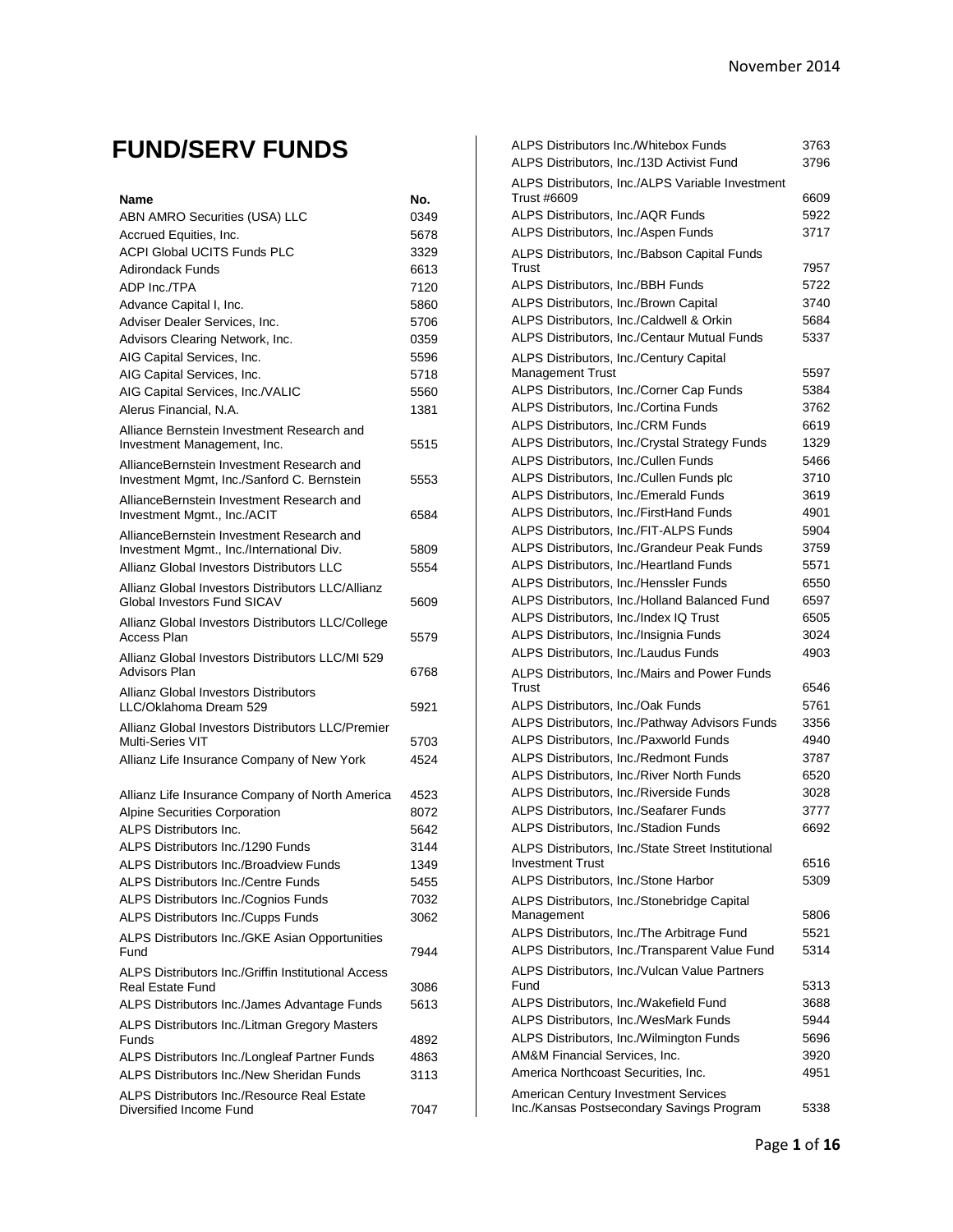# FUND/SERV FUNDS

| Name | No. |
|---|---|
| ABN AMRO Securities (USA) LLC | 0349 |
| Accrued Equities, Inc. | 5678 |
| ACPI Global UCITS Funds PLC | 3329 |
| Adirondack Funds | 6613 |
| ADP Inc./TPA | 7120 |
| Advance Capital I, Inc. | 5860 |
| Adviser Dealer Services, Inc. | 5706 |
| Advisors Clearing Network, Inc. | 0359 |
| AIG Capital Services, Inc. | 5596 |
| AIG Capital Services, Inc. | 5718 |
| AIG Capital Services, Inc./VALIC | 5560 |
| Alerus Financial, N.A. | 1381 |
| Alliance Bernstein Investment Research and Investment Management, Inc. | 5515 |
| AllianceBernstein Investment Research and Investment Mgmt, Inc./Sanford C. Bernstein | 5553 |
| AllianceBernstein Investment Research and Investment Mgmt., Inc./ACIT | 6584 |
| AllianceBernstein Investment Research and Investment Mgmt., Inc./International Div. | 5809 |
| Allianz Global Investors Distributors LLC | 5554 |
| Allianz Global Investors Distributors LLC/Allianz Global Investors Fund SICAV | 5609 |
| Allianz Global Investors Distributors LLC/College Access Plan | 5579 |
| Allianz Global Investors Distributors LLC/MI 529 Advisors Plan | 6768 |
| Allianz Global Investors Distributors LLC/Oklahoma Dream 529 | 5921 |
| Allianz Global Investors Distributors LLC/Premier Multi-Series VIT | 5703 |
| Allianz Life Insurance Company of New York | 4524 |
| Allianz Life Insurance Company of North America | 4523 |
| Alpine Securities Corporation | 8072 |
| ALPS Distributors Inc. | 5642 |
| ALPS Distributors Inc./1290 Funds | 3144 |
| ALPS Distributors Inc./Broadview Funds | 1349 |
| ALPS Distributors Inc./Centre Funds | 5455 |
| ALPS Distributors Inc./Cognios Funds | 7032 |
| ALPS Distributors Inc./Cupps Funds | 3062 |
| ALPS Distributors Inc./GKE Asian Opportunities Fund | 7944 |
| ALPS Distributors Inc./Griffin Institutional Access Real Estate Fund | 3086 |
| ALPS Distributors Inc./James Advantage Funds | 5613 |
| ALPS Distributors Inc./Litman Gregory Masters Funds | 4892 |
| ALPS Distributors Inc./Longleaf Partner Funds | 4863 |
| ALPS Distributors Inc./New Sheridan Funds | 3113 |
| ALPS Distributors Inc./Resource Real Estate Diversified Income Fund | 7047 |
| ALPS Distributors Inc./Whitebox Funds | 3763 |
| ALPS Distributors, Inc./13D Activist Fund | 3796 |
| ALPS Distributors, Inc./ALPS Variable Investment Trust #6609 | 6609 |
| ALPS Distributors, Inc./AQR Funds | 5922 |
| ALPS Distributors, Inc./Aspen Funds | 3717 |
| ALPS Distributors, Inc./Babson Capital Funds Trust | 7957 |
| ALPS Distributors, Inc./BBH Funds | 5722 |
| ALPS Distributors, Inc./Brown Capital | 3740 |
| ALPS Distributors, Inc./Caldwell & Orkin | 5684 |
| ALPS Distributors, Inc./Centaur Mutual Funds | 5337 |
| ALPS Distributors, Inc./Century Capital Management Trust | 5597 |
| ALPS Distributors, Inc./Corner Cap Funds | 5384 |
| ALPS Distributors, Inc./Cortina Funds | 3762 |
| ALPS Distributors, Inc./CRM Funds | 6619 |
| ALPS Distributors, Inc./Crystal Strategy Funds | 1329 |
| ALPS Distributors, Inc./Cullen Funds | 5466 |
| ALPS Distributors, Inc./Cullen Funds plc | 3710 |
| ALPS Distributors, Inc./Emerald Funds | 3619 |
| ALPS Distributors, Inc./FirstHand Funds | 4901 |
| ALPS Distributors, Inc./FIT-ALPS Funds | 5904 |
| ALPS Distributors, Inc./Grandeur Peak Funds | 3759 |
| ALPS Distributors, Inc./Heartland Funds | 5571 |
| ALPS Distributors, Inc./Henssler Funds | 6550 |
| ALPS Distributors, Inc./Holland Balanced Fund | 6597 |
| ALPS Distributors, Inc./Index IQ Trust | 6505 |
| ALPS Distributors, Inc./Insignia Funds | 3024 |
| ALPS Distributors, Inc./Laudus Funds | 4903 |
| ALPS Distributors, Inc./Mairs and Power Funds Trust | 6546 |
| ALPS Distributors, Inc./Oak Funds | 5761 |
| ALPS Distributors, Inc./Pathway Advisors Funds | 3356 |
| ALPS Distributors, Inc./Paxworld Funds | 4940 |
| ALPS Distributors, Inc./Redmont Funds | 3787 |
| ALPS Distributors, Inc./River North Funds | 6520 |
| ALPS Distributors, Inc./Riverside Funds | 3028 |
| ALPS Distributors, Inc./Seafarer Funds | 3777 |
| ALPS Distributors, Inc./Stadion Funds | 6692 |
| ALPS Distributors, Inc./State Street Institutional Investment Trust | 6516 |
| ALPS Distributors, Inc./Stone Harbor | 5309 |
| ALPS Distributors, Inc./Stonebridge Capital Management | 5806 |
| ALPS Distributors, Inc./The Arbitrage Fund | 5521 |
| ALPS Distributors, Inc./Transparent Value Fund | 5314 |
| ALPS Distributors, Inc./Vulcan Value Partners Fund | 5313 |
| ALPS Distributors, Inc./Wakefield Fund | 3688 |
| ALPS Distributors, Inc./WesMark Funds | 5944 |
| ALPS Distributors, Inc./Wilmington Funds | 5696 |
| AM&M Financial Services, Inc. | 3920 |
| America Northcoast Securities, Inc. | 4951 |
| American Century Investment Services Inc./Kansas Postsecondary Savings Program | 5338 |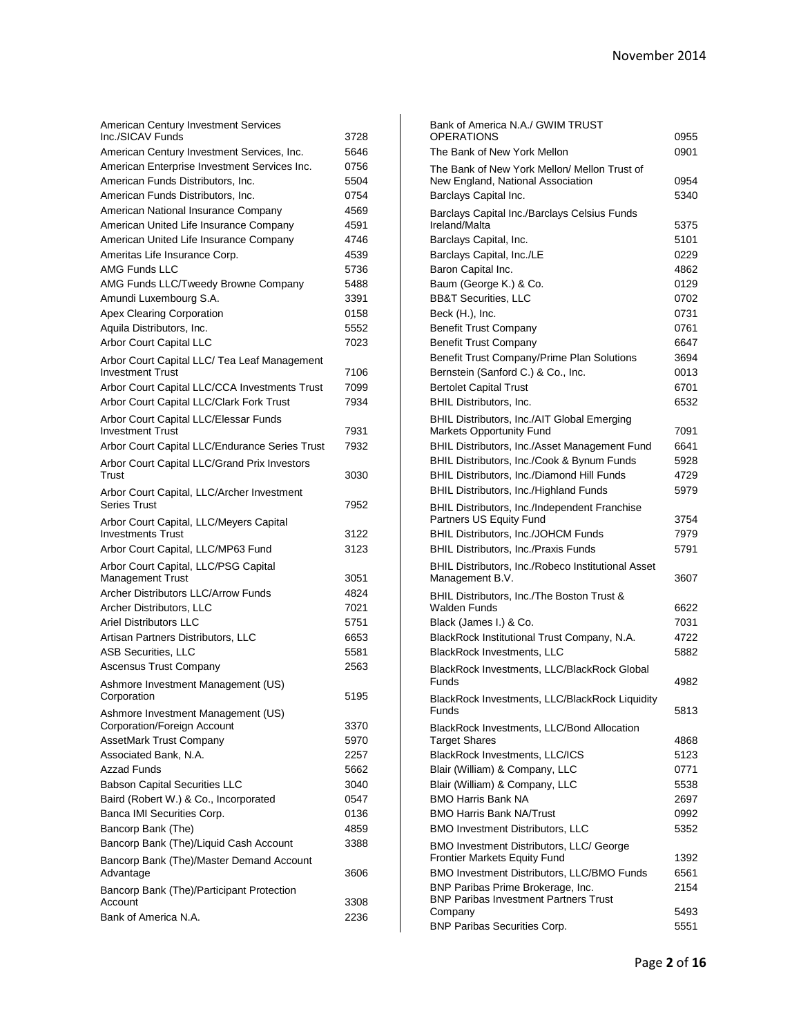| Name | Number |
|---|---|
| American Century Investment Services Inc./SICAV Funds | 3728 |
| American Century Investment Services, Inc. | 5646 |
| American Enterprise Investment Services Inc. | 0756 |
| American Funds Distributors, Inc. | 5504 |
| American Funds Distributors, Inc. | 0754 |
| American National Insurance Company | 4569 |
| American United Life Insurance Company | 4591 |
| American United Life Insurance Company | 4746 |
| Ameritas Life Insurance Corp. | 4539 |
| AMG Funds LLC | 5736 |
| AMG Funds LLC/Tweedy Browne Company | 5488 |
| Amundi Luxembourg S.A. | 3391 |
| Apex Clearing Corporation | 0158 |
| Aquila Distributors, Inc. | 5552 |
| Arbor Court Capital LLC | 7023 |
| Arbor Court Capital LLC/ Tea Leaf Management Investment Trust | 7106 |
| Arbor Court Capital LLC/CCA Investments Trust | 7099 |
| Arbor Court Capital LLC/Clark Fork Trust | 7934 |
| Arbor Court Capital LLC/Elessar Funds Investment Trust | 7931 |
| Arbor Court Capital LLC/Endurance Series Trust | 7932 |
| Arbor Court Capital LLC/Grand Prix Investors Trust | 3030 |
| Arbor Court Capital, LLC/Archer Investment Series Trust | 7952 |
| Arbor Court Capital, LLC/Meyers Capital Investments Trust | 3122 |
| Arbor Court Capital, LLC/MP63 Fund | 3123 |
| Arbor Court Capital, LLC/PSG Capital Management Trust | 3051 |
| Archer Distributors LLC/Arrow Funds | 4824 |
| Archer Distributors, LLC | 7021 |
| Ariel Distributors LLC | 5751 |
| Artisan Partners Distributors, LLC | 6653 |
| ASB Securities, LLC | 5581 |
| Ascensus Trust Company | 2563 |
| Ashmore Investment Management (US) Corporation | 5195 |
| Ashmore Investment Management (US) Corporation/Foreign Account | 3370 |
| AssetMark Trust Company | 5970 |
| Associated Bank, N.A. | 2257 |
| Azzad Funds | 5662 |
| Babson Capital Securities LLC | 3040 |
| Baird (Robert W.) & Co., Incorporated | 0547 |
| Banca IMI Securities Corp. | 0136 |
| Bancorp Bank (The) | 4859 |
| Bancorp Bank (The)/Liquid Cash Account | 3388 |
| Bancorp Bank (The)/Master Demand Account Advantage | 3606 |
| Bancorp Bank (The)/Participant Protection Account | 3308 |
| Bank of America N.A. | 2236 |
| Bank of America N.A./ GWIM TRUST OPERATIONS | 0955 |
| The Bank of New York Mellon | 0901 |
| The Bank of New York Mellon/ Mellon Trust of New England, National Association | 0954 |
| Barclays Capital Inc. | 5340 |
| Barclays Capital Inc./Barclays Celsius Funds Ireland/Malta | 5375 |
| Barclays Capital, Inc. | 5101 |
| Barclays Capital, Inc./LE | 0229 |
| Baron Capital Inc. | 4862 |
| Baum (George K.) & Co. | 0129 |
| BB&T Securities, LLC | 0702 |
| Beck (H.), Inc. | 0731 |
| Benefit Trust Company | 0761 |
| Benefit Trust Company | 6647 |
| Benefit Trust Company/Prime Plan Solutions | 3694 |
| Bernstein (Sanford C.) & Co., Inc. | 0013 |
| Bertolet Capital Trust | 6701 |
| BHIL Distributors, Inc. | 6532 |
| BHIL Distributors, Inc./AIT Global Emerging Markets Opportunity Fund | 7091 |
| BHIL Distributors, Inc./Asset Management Fund | 6641 |
| BHIL Distributors, Inc./Cook & Bynum Funds | 5928 |
| BHIL Distributors, Inc./Diamond Hill Funds | 4729 |
| BHIL Distributors, Inc./Highland Funds | 5979 |
| BHIL Distributors, Inc./Independent Franchise Partners US Equity Fund | 3754 |
| BHIL Distributors, Inc./JOHCM Funds | 7979 |
| BHIL Distributors, Inc./Praxis Funds | 5791 |
| BHIL Distributors, Inc./Robeco Institutional Asset Management B.V. | 3607 |
| BHIL Distributors, Inc./The Boston Trust & Walden Funds | 6622 |
| Black (James I.) & Co. | 7031 |
| BlackRock Institutional Trust Company, N.A. | 4722 |
| BlackRock Investments, LLC | 5882 |
| BlackRock Investments, LLC/BlackRock Global Funds | 4982 |
| BlackRock Investments, LLC/BlackRock Liquidity Funds | 5813 |
| BlackRock Investments, LLC/Bond Allocation Target Shares | 4868 |
| BlackRock Investments, LLC/ICS | 5123 |
| Blair (William) & Company, LLC | 0771 |
| Blair (William) & Company, LLC | 5538 |
| BMO Harris Bank NA | 2697 |
| BMO Harris Bank NA/Trust | 0992 |
| BMO Investment Distributors, LLC | 5352 |
| BMO Investment Distributors, LLC/ George Frontier Markets Equity Fund | 1392 |
| BMO Investment Distributors, LLC/BMO Funds | 6561 |
| BNP Paribas Prime Brokerage, Inc. | 2154 |
| BNP Paribas Investment Partners Trust Company | 5493 |
| BNP Paribas Securities Corp. | 5551 |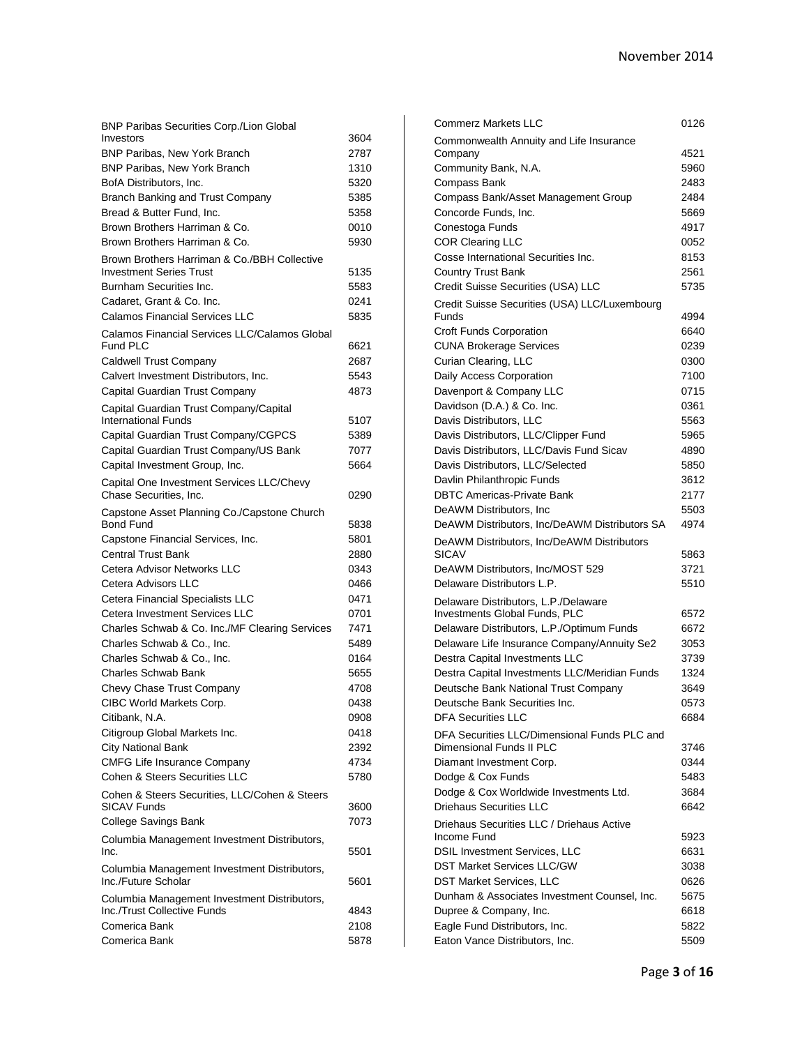| | |
|---|---|
| BNP Paribas Securities Corp./Lion Global Investors | 3604 |
| BNP Paribas, New York Branch | 2787 |
| BNP Paribas, New York Branch | 1310 |
| BofA Distributors, Inc. | 5320 |
| Branch Banking and Trust Company | 5385 |
| Bread & Butter Fund, Inc. | 5358 |
| Brown Brothers Harriman & Co. | 0010 |
| Brown Brothers Harriman & Co. | 5930 |
| Brown Brothers Harriman & Co./BBH Collective Investment Series Trust | 5135 |
| Burnham Securities Inc. | 5583 |
| Cadaret, Grant & Co. Inc. | 0241 |
| Calamos Financial Services LLC | 5835 |
| Calamos Financial Services LLC/Calamos Global Fund PLC | 6621 |
| Caldwell Trust Company | 2687 |
| Calvert Investment Distributors, Inc. | 5543 |
| Capital Guardian Trust Company | 4873 |
| Capital Guardian Trust Company/Capital International Funds | 5107 |
| Capital Guardian Trust Company/CGPCS | 5389 |
| Capital Guardian Trust Company/US Bank | 7077 |
| Capital Investment Group, Inc. | 5664 |
| Capital One Investment Services LLC/Chevy Chase Securities, Inc. | 0290 |
| Capstone Asset Planning Co./Capstone Church Bond Fund | 5838 |
| Capstone Financial Services, Inc. | 5801 |
| Central Trust Bank | 2880 |
| Cetera Advisor Networks LLC | 0343 |
| Cetera Advisors LLC | 0466 |
| Cetera Financial Specialists LLC | 0471 |
| Cetera Investment Services LLC | 0701 |
| Charles Schwab & Co. Inc./MF Clearing Services | 7471 |
| Charles Schwab & Co., Inc. | 5489 |
| Charles Schwab & Co., Inc. | 0164 |
| Charles Schwab Bank | 5655 |
| Chevy Chase Trust Company | 4708 |
| CIBC World Markets Corp. | 0438 |
| Citibank, N.A. | 0908 |
| Citigroup Global Markets Inc. | 0418 |
| City National Bank | 2392 |
| CMFG Life Insurance Company | 4734 |
| Cohen & Steers Securities LLC | 5780 |
| Cohen & Steers Securities, LLC/Cohen & Steers SICAV Funds | 3600 |
| College Savings Bank | 7073 |
| Columbia Management Investment Distributors, Inc. | 5501 |
| Columbia Management Investment Distributors, Inc./Future Scholar | 5601 |
| Columbia Management Investment Distributors, Inc./Trust Collective Funds | 4843 |
| Comerica Bank | 2108 |
| Comerica Bank | 5878 |
| Commerz Markets LLC | 0126 |
| Commonwealth Annuity and Life Insurance Company | 4521 |
| Community Bank, N.A. | 5960 |
| Compass Bank | 2483 |
| Compass Bank/Asset Management Group | 2484 |
| Concorde Funds, Inc. | 5669 |
| Conestoga Funds | 4917 |
| COR Clearing LLC | 0052 |
| Cosse International Securities Inc. | 8153 |
| Country Trust Bank | 2561 |
| Credit Suisse Securities (USA) LLC | 5735 |
| Credit Suisse Securities (USA) LLC/Luxembourg Funds | 4994 |
| Croft Funds Corporation | 6640 |
| CUNA Brokerage Services | 0239 |
| Curian Clearing, LLC | 0300 |
| Daily Access Corporation | 7100 |
| Davenport & Company LLC | 0715 |
| Davidson (D.A.) & Co. Inc. | 0361 |
| Davis Distributors, LLC | 5563 |
| Davis Distributors, LLC/Clipper Fund | 5965 |
| Davis Distributors, LLC/Davis Fund Sicav | 4890 |
| Davis Distributors, LLC/Selected | 5850 |
| Davlin Philanthropic Funds | 3612 |
| DBTC Americas-Private Bank | 2177 |
| DeAWM Distributors, Inc | 5503 |
| DeAWM Distributors, Inc/DeAWM Distributors SA | 4974 |
| DeAWM Distributors, Inc/DeAWM Distributors SICAV | 5863 |
| DeAWM Distributors, Inc/MOST 529 | 3721 |
| Delaware Distributors L.P. | 5510 |
| Delaware Distributors, L.P./Delaware Investments Global Funds, PLC | 6572 |
| Delaware Distributors, L.P./Optimum Funds | 6672 |
| Delaware Life Insurance Company/Annuity Se2 | 3053 |
| Destra Capital Investments LLC | 3739 |
| Destra Capital Investments LLC/Meridian Funds | 1324 |
| Deutsche Bank National Trust Company | 3649 |
| Deutsche Bank Securities Inc. | 0573 |
| DFA Securities LLC | 6684 |
| DFA Securities LLC/Dimensional Funds PLC and Dimensional Funds II PLC | 3746 |
| Diamant Investment Corp. | 0344 |
| Dodge & Cox Funds | 5483 |
| Dodge & Cox Worldwide Investments Ltd. | 3684 |
| Driehaus Securities LLC | 6642 |
| Driehaus Securities LLC / Driehaus Active Income Fund | 5923 |
| DSIL Investment Services, LLC | 6631 |
| DST Market Services LLC/GW | 3038 |
| DST Market Services, LLC | 0626 |
| Dunham & Associates Investment Counsel, Inc. | 5675 |
| Dupree & Company, Inc. | 6618 |
| Eagle Fund Distributors, Inc. | 5822 |
| Eaton Vance Distributors, Inc. | 5509 |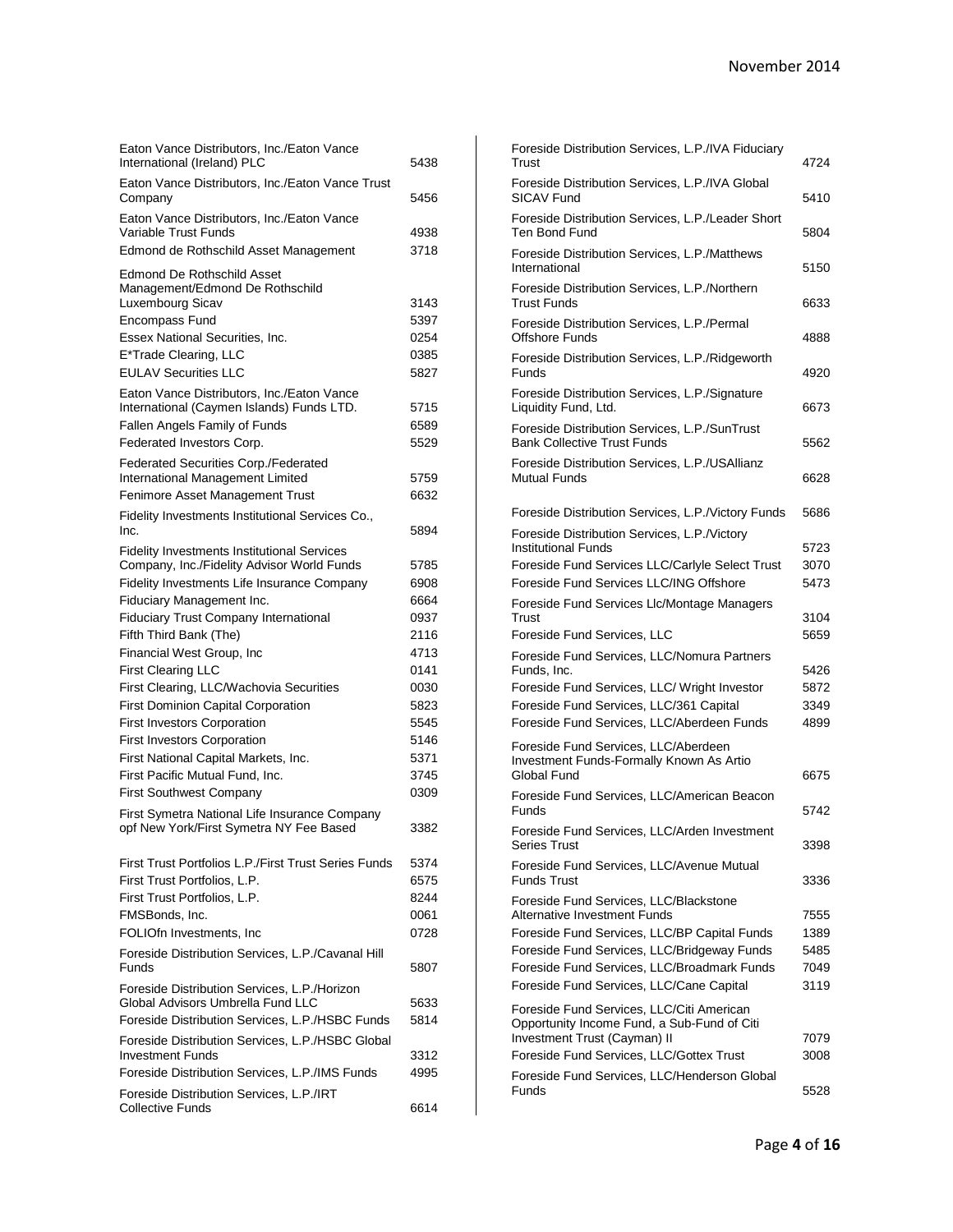| | |
|---|---|
| Eaton Vance Distributors, Inc./Eaton Vance International (Ireland) PLC | 5438 |
| Eaton Vance Distributors, Inc./Eaton Vance Trust Company | 5456 |
| Eaton Vance Distributors, Inc./Eaton Vance Variable Trust Funds | 4938 |
| Edmond de Rothschild Asset Management | 3718 |
| Edmond De Rothschild Asset Management/Edmond De Rothschild Luxembourg Sicav | 3143 |
| Encompass Fund | 5397 |
| Essex National Securities, Inc. | 0254 |
| E*Trade Clearing, LLC | 0385 |
| EULAV Securities LLC | 5827 |
| Eaton Vance Distributors, Inc./Eaton Vance International (Caymen Islands) Funds LTD. | 5715 |
| Fallen Angels Family of Funds | 6589 |
| Federated Investors Corp. | 5529 |
| Federated Securities Corp./Federated International Management Limited | 5759 |
| Fenimore Asset Management Trust | 6632 |
| Fidelity Investments Institutional Services Co., Inc. | 5894 |
| Fidelity Investments Institutional Services Company, Inc./Fidelity Advisor World Funds | 5785 |
| Fidelity Investments Life Insurance Company | 6908 |
| Fiduciary Management Inc. | 6664 |
| Fiduciary Trust Company International | 0937 |
| Fifth Third Bank (The) | 2116 |
| Financial West Group, Inc | 4713 |
| First Clearing LLC | 0141 |
| First Clearing, LLC/Wachovia Securities | 0030 |
| First Dominion Capital Corporation | 5823 |
| First Investors Corporation | 5545 |
| First Investors Corporation | 5146 |
| First National Capital Markets, Inc. | 5371 |
| First Pacific Mutual Fund, Inc. | 3745 |
| First Southwest Company | 0309 |
| First Symetra National Life Insurance Company opf New York/First Symetra NY Fee Based | 3382 |
| First Trust Portfolios L.P./First Trust Series Funds | 5374 |
| First Trust Portfolios, L.P. | 6575 |
| First Trust Portfolios, L.P. | 8244 |
| FMSBonds, Inc. | 0061 |
| FOLIOfn Investments, Inc | 0728 |
| Foreside Distribution Services, L.P./Cavanal Hill Funds | 5807 |
| Foreside Distribution Services, L.P./Horizon Global Advisors Umbrella Fund LLC | 5633 |
| Foreside Distribution Services, L.P./HSBC Funds | 5814 |
| Foreside Distribution Services, L.P./HSBC Global Investment Funds | 3312 |
| Foreside Distribution Services, L.P./IMS Funds | 4995 |
| Foreside Distribution Services, L.P./IRT Collective Funds | 6614 |
| Foreside Distribution Services, L.P./IVA Fiduciary Trust | 4724 |
| Foreside Distribution Services, L.P./IVA Global SICAV Fund | 5410 |
| Foreside Distribution Services, L.P./Leader Short Ten Bond Fund | 5804 |
| Foreside Distribution Services, L.P./Matthews International | 5150 |
| Foreside Distribution Services, L.P./Northern Trust Funds | 6633 |
| Foreside Distribution Services, L.P./Permal Offshore Funds | 4888 |
| Foreside Distribution Services, L.P./Ridgeworth Funds | 4920 |
| Foreside Distribution Services, L.P./Signature Liquidity Fund, Ltd. | 6673 |
| Foreside Distribution Services, L.P./SunTrust Bank Collective Trust Funds | 5562 |
| Foreside Distribution Services, L.P./USAllianz Mutual Funds | 6628 |
| Foreside Distribution Services, L.P./Victory Funds | 5686 |
| Foreside Distribution Services, L.P./Victory Institutional Funds | 5723 |
| Foreside Fund Services LLC/Carlyle Select Trust | 3070 |
| Foreside Fund Services LLC/ING Offshore | 5473 |
| Foreside Fund Services Llc/Montage Managers Trust | 3104 |
| Foreside Fund Services, LLC | 5659 |
| Foreside Fund Services, LLC/Nomura Partners Funds, Inc. | 5426 |
| Foreside Fund Services, LLC/ Wright Investor | 5872 |
| Foreside Fund Services, LLC/361 Capital | 3349 |
| Foreside Fund Services, LLC/Aberdeen Funds | 4899 |
| Foreside Fund Services, LLC/Aberdeen Investment Funds-Formally Known As Artio Global Fund | 6675 |
| Foreside Fund Services, LLC/American Beacon Funds | 5742 |
| Foreside Fund Services, LLC/Arden Investment Series Trust | 3398 |
| Foreside Fund Services, LLC/Avenue Mutual Funds Trust | 3336 |
| Foreside Fund Services, LLC/Blackstone Alternative Investment Funds | 7555 |
| Foreside Fund Services, LLC/BP Capital Funds | 1389 |
| Foreside Fund Services, LLC/Bridgeway Funds | 5485 |
| Foreside Fund Services, LLC/Broadmark Funds | 7049 |
| Foreside Fund Services, LLC/Cane Capital | 3119 |
| Foreside Fund Services, LLC/Citi American Opportunity Income Fund, a Sub-Fund of Citi Investment Trust (Cayman) II | 7079 |
| Foreside Fund Services, LLC/Gottex Trust | 3008 |
| Foreside Fund Services, LLC/Henderson Global Funds | 5528 |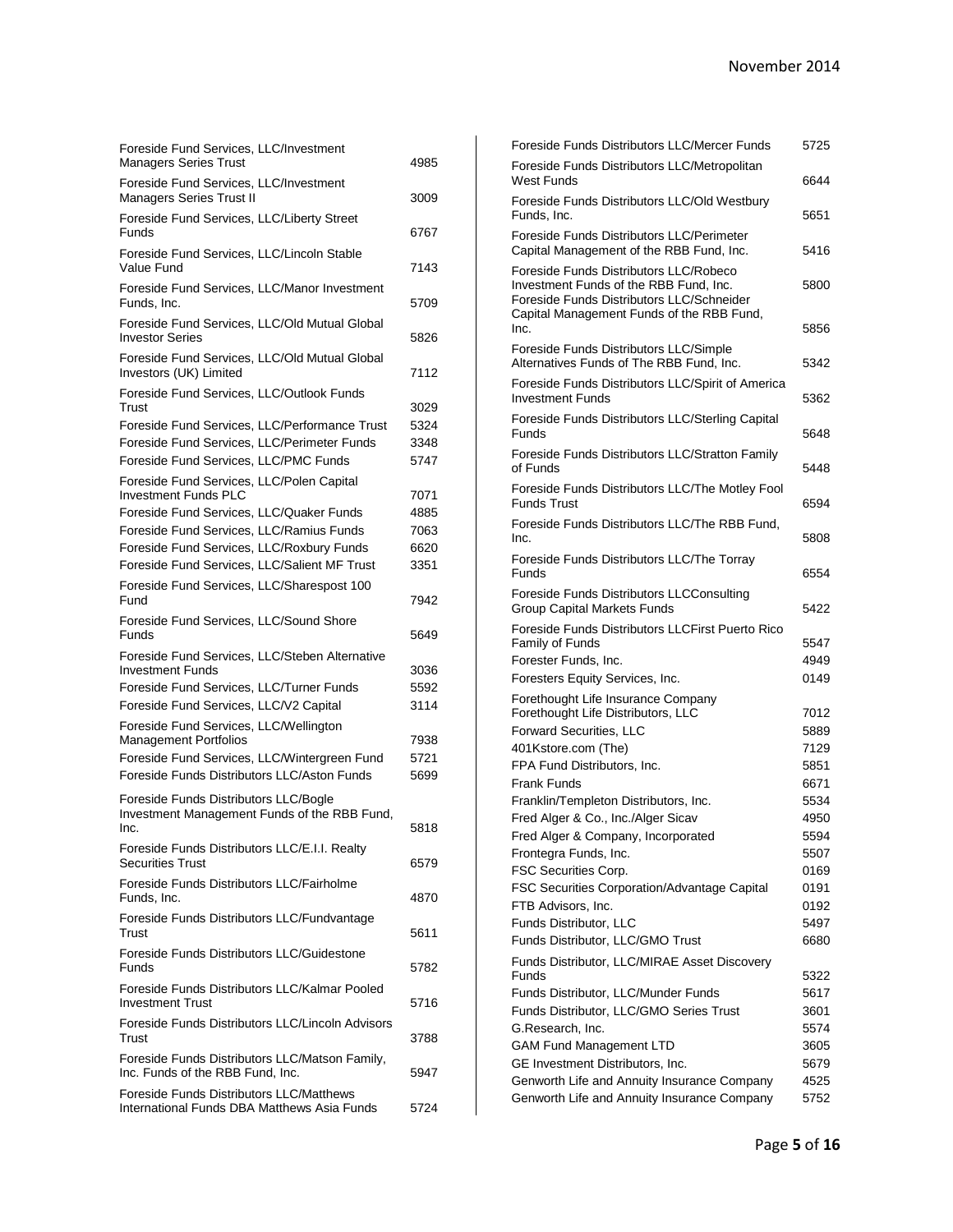| Name | Number |
|---|---|
| Foreside Fund Services, LLC/Investment Managers Series Trust | 4985 |
| Foreside Fund Services, LLC/Investment Managers Series Trust II | 3009 |
| Foreside Fund Services, LLC/Liberty Street Funds | 6767 |
| Foreside Fund Services, LLC/Lincoln Stable Value Fund | 7143 |
| Foreside Fund Services, LLC/Manor Investment Funds, Inc. | 5709 |
| Foreside Fund Services, LLC/Old Mutual Global Investor Series | 5826 |
| Foreside Fund Services, LLC/Old Mutual Global Investors (UK) Limited | 7112 |
| Foreside Fund Services, LLC/Outlook Funds Trust | 3029 |
| Foreside Fund Services, LLC/Performance Trust | 5324 |
| Foreside Fund Services, LLC/Perimeter Funds | 3348 |
| Foreside Fund Services, LLC/PMC Funds | 5747 |
| Foreside Fund Services, LLC/Polen Capital Investment Funds PLC | 7071 |
| Foreside Fund Services, LLC/Quaker Funds | 4885 |
| Foreside Fund Services, LLC/Ramius Funds | 7063 |
| Foreside Fund Services, LLC/Roxbury Funds | 6620 |
| Foreside Fund Services, LLC/Salient MF Trust | 3351 |
| Foreside Fund Services, LLC/Sharespost 100 Fund | 7942 |
| Foreside Fund Services, LLC/Sound Shore Funds | 5649 |
| Foreside Fund Services, LLC/Steben Alternative Investment Funds | 3036 |
| Foreside Fund Services, LLC/Turner Funds | 5592 |
| Foreside Fund Services, LLC/V2 Capital | 3114 |
| Foreside Fund Services, LLC/Wellington Management Portfolios | 7938 |
| Foreside Fund Services, LLC/Wintergreen Fund | 5721 |
| Foreside Funds Distributors LLC/Aston Funds | 5699 |
| Foreside Funds Distributors LLC/Bogle Investment Management Funds of the RBB Fund, Inc. | 5818 |
| Foreside Funds Distributors LLC/E.I.I. Realty Securities Trust | 6579 |
| Foreside Funds Distributors LLC/Fairholme Funds, Inc. | 4870 |
| Foreside Funds Distributors LLC/Fundvantage Trust | 5611 |
| Foreside Funds Distributors LLC/Guidestone Funds | 5782 |
| Foreside Funds Distributors LLC/Kalmar Pooled Investment Trust | 5716 |
| Foreside Funds Distributors LLC/Lincoln Advisors Trust | 3788 |
| Foreside Funds Distributors LLC/Matson Family, Inc. Funds of the RBB Fund, Inc. | 5947 |
| Foreside Funds Distributors LLC/Matthews International Funds DBA Matthews Asia Funds | 5724 |
| Foreside Funds Distributors LLC/Mercer Funds | 5725 |
| Foreside Funds Distributors LLC/Metropolitan West Funds | 6644 |
| Foreside Funds Distributors LLC/Old Westbury Funds, Inc. | 5651 |
| Foreside Funds Distributors LLC/Perimeter Capital Management of the RBB Fund, Inc. | 5416 |
| Foreside Funds Distributors LLC/Robeco Investment Funds of the RBB Fund, Inc. | 5800 |
| Foreside Funds Distributors LLC/Schneider Capital Management Funds of the RBB Fund, Inc. | 5856 |
| Foreside Funds Distributors LLC/Simple Alternatives Funds of The RBB Fund, Inc. | 5342 |
| Foreside Funds Distributors LLC/Spirit of America Investment Funds | 5362 |
| Foreside Funds Distributors LLC/Sterling Capital Funds | 5648 |
| Foreside Funds Distributors LLC/Stratton Family of Funds | 5448 |
| Foreside Funds Distributors LLC/The Motley Fool Funds Trust | 6594 |
| Foreside Funds Distributors LLC/The RBB Fund, Inc. | 5808 |
| Foreside Funds Distributors LLC/The Torray Funds | 6554 |
| Foreside Funds Distributors LLCConsulting Group Capital Markets Funds | 5422 |
| Foreside Funds Distributors LLCFirst Puerto Rico Family of Funds | 5547 |
| Forester Funds, Inc. | 4949 |
| Foresters Equity Services, Inc. | 0149 |
| Forethought Life Insurance Company Forethought Life Distributors, LLC | 7012 |
| Forward Securities, LLC | 5889 |
| 401Kstore.com (The) | 7129 |
| FPA Fund Distributors, Inc. | 5851 |
| Frank Funds | 6671 |
| Franklin/Templeton Distributors, Inc. | 5534 |
| Fred Alger & Co., Inc./Alger Sicav | 4950 |
| Fred Alger & Company, Incorporated | 5594 |
| Frontegra Funds, Inc. | 5507 |
| FSC Securities Corp. | 0169 |
| FSC Securities Corporation/Advantage Capital | 0191 |
| FTB Advisors, Inc. | 0192 |
| Funds Distributor, LLC | 5497 |
| Funds Distributor, LLC/GMO Trust | 6680 |
| Funds Distributor, LLC/MIRAE Asset Discovery Funds | 5322 |
| Funds Distributor, LLC/Munder Funds | 5617 |
| Funds Distributor, LLC/GMO Series Trust | 3601 |
| G.Research, Inc. | 5574 |
| GAM Fund Management LTD | 3605 |
| GE Investment Distributors, Inc. | 5679 |
| Genworth Life and Annuity Insurance Company | 4525 |
| Genworth Life and Annuity Insurance Company | 5752 |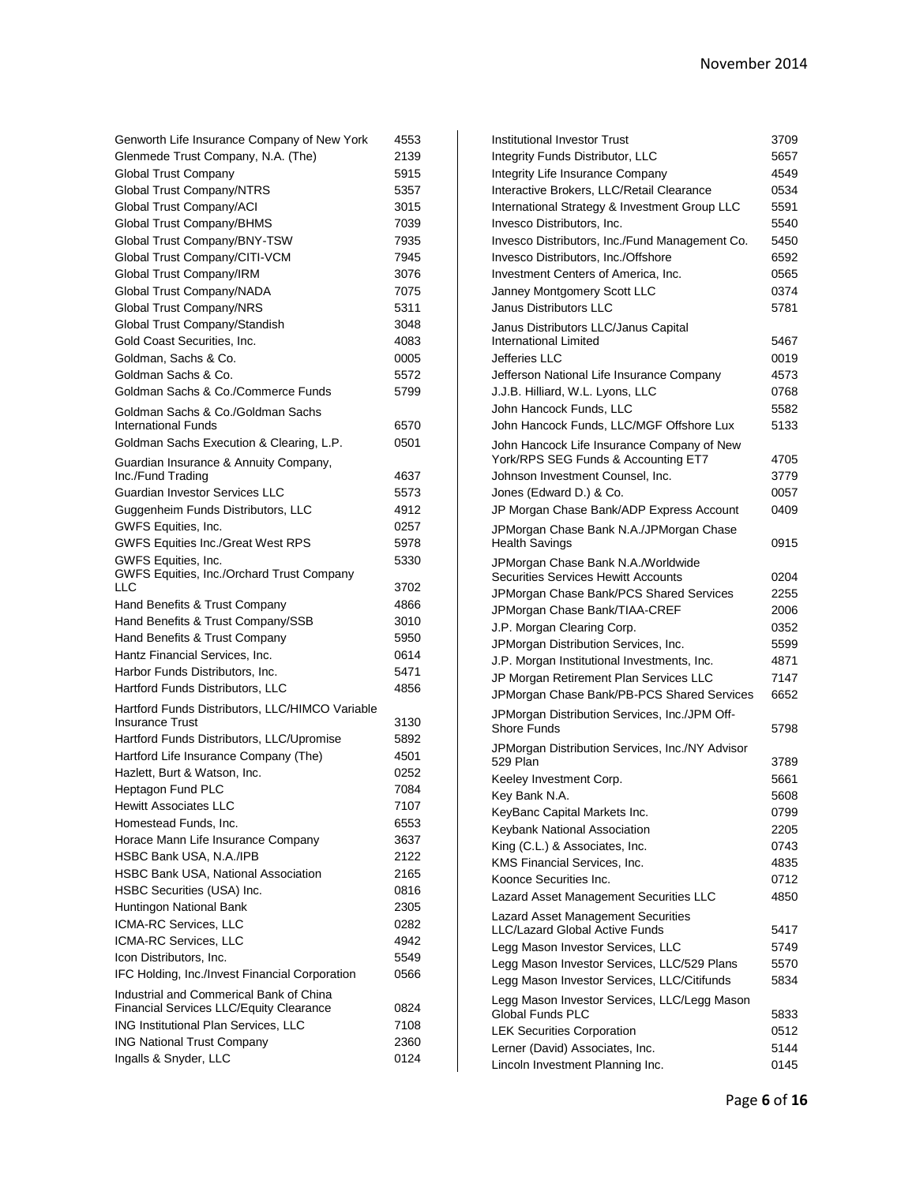| Name | Number |
| --- | --- |
| Genworth Life Insurance Company of New York | 4553 |
| Glenmede Trust Company, N.A. (The) | 2139 |
| Global Trust Company | 5915 |
| Global Trust Company/NTRS | 5357 |
| Global Trust Company/ACI | 3015 |
| Global Trust Company/BHMS | 7039 |
| Global Trust Company/BNY-TSW | 7935 |
| Global Trust Company/CITI-VCM | 7945 |
| Global Trust Company/IRM | 3076 |
| Global Trust Company/NADA | 7075 |
| Global Trust Company/NRS | 5311 |
| Global Trust Company/Standish | 3048 |
| Gold Coast Securities, Inc. | 4083 |
| Goldman, Sachs & Co. | 0005 |
| Goldman Sachs & Co. | 5572 |
| Goldman Sachs & Co./Commerce Funds | 5799 |
| Goldman Sachs & Co./Goldman Sachs International Funds | 6570 |
| Goldman Sachs Execution & Clearing, L.P. | 0501 |
| Guardian Insurance & Annuity Company, Inc./Fund Trading | 4637 |
| Guardian Investor Services LLC | 5573 |
| Guggenheim Funds Distributors, LLC | 4912 |
| GWFS Equities, Inc. | 0257 |
| GWFS Equities Inc./Great West RPS | 5978 |
| GWFS Equities, Inc. | 5330 |
| GWFS Equities, Inc./Orchard Trust Company LLC | 3702 |
| Hand Benefits & Trust Company | 4866 |
| Hand Benefits & Trust Company/SSB | 3010 |
| Hand Benefits & Trust Company | 5950 |
| Hantz Financial Services, Inc. | 0614 |
| Harbor Funds Distributors, Inc. | 5471 |
| Hartford Funds Distributors, LLC | 4856 |
| Hartford Funds Distributors, LLC/HIMCO Variable Insurance Trust | 3130 |
| Hartford Funds Distributors, LLC/Upromise | 5892 |
| Hartford Life Insurance Company (The) | 4501 |
| Hazlett, Burt & Watson, Inc. | 0252 |
| Heptagon Fund PLC | 7084 |
| Hewitt Associates LLC | 7107 |
| Homestead Funds, Inc. | 6553 |
| Horace Mann Life Insurance Company | 3637 |
| HSBC Bank USA, N.A./IPB | 2122 |
| HSBC Bank USA, National Association | 2165 |
| HSBC Securities (USA) Inc. | 0816 |
| Huntingon National Bank | 2305 |
| ICMA-RC Services, LLC | 0282 |
| ICMA-RC Services, LLC | 4942 |
| Icon Distributors, Inc. | 5549 |
| IFC Holding, Inc./Invest Financial Corporation | 0566 |
| Industrial and Commerical Bank of China Financial Services LLC/Equity Clearance | 0824 |
| ING Institutional Plan Services, LLC | 7108 |
| ING National Trust Company | 2360 |
| Ingalls & Snyder, LLC | 0124 |
| Institutional Investor Trust | 3709 |
| Integrity Funds Distributor, LLC | 5657 |
| Integrity Life Insurance Company | 4549 |
| Interactive Brokers, LLC/Retail Clearance | 0534 |
| International Strategy & Investment Group LLC | 5591 |
| Invesco Distributors, Inc. | 5540 |
| Invesco Distributors, Inc./Fund Management Co. | 5450 |
| Invesco Distributors, Inc./Offshore | 6592 |
| Investment Centers of America, Inc. | 0565 |
| Janney Montgomery Scott LLC | 0374 |
| Janus Distributors LLC | 5781 |
| Janus Distributors LLC/Janus Capital International Limited | 5467 |
| Jefferies LLC | 0019 |
| Jefferson National Life Insurance Company | 4573 |
| J.J.B. Hilliard, W.L. Lyons, LLC | 0768 |
| John Hancock Funds, LLC | 5582 |
| John Hancock Funds, LLC/MGF Offshore Lux | 5133 |
| John Hancock Life Insurance Company of New York/RPS SEG Funds & Accounting ET7 | 4705 |
| Johnson Investment Counsel, Inc. | 3779 |
| Jones (Edward D.) & Co. | 0057 |
| JP Morgan Chase Bank/ADP Express Account | 0409 |
| JPMorgan Chase Bank N.A./JPMorgan Chase Health Savings | 0915 |
| JPMorgan Chase Bank N.A./Worldwide Securities Services Hewitt Accounts | 0204 |
| JPMorgan Chase Bank/PCS Shared Services | 2255 |
| JPMorgan Chase Bank/TIAA-CREF | 2006 |
| J.P. Morgan Clearing Corp. | 0352 |
| JPMorgan Distribution Services, Inc. | 5599 |
| J.P. Morgan Institutional Investments, Inc. | 4871 |
| JP Morgan Retirement Plan Services LLC | 7147 |
| JPMorgan Chase Bank/PB-PCS Shared Services | 6652 |
| JPMorgan Distribution Services, Inc./JPM Off-Shore Funds | 5798 |
| JPMorgan Distribution Services, Inc./NY Advisor 529 Plan | 3789 |
| Keeley Investment Corp. | 5661 |
| Key Bank N.A. | 5608 |
| KeyBanc Capital Markets Inc. | 0799 |
| Keybank National Association | 2205 |
| King (C.L.) & Associates, Inc. | 0743 |
| KMS Financial Services, Inc. | 4835 |
| Koonce Securities Inc. | 0712 |
| Lazard Asset Management Securities LLC | 4850 |
| Lazard Asset Management Securities LLC/Lazard Global Active Funds | 5417 |
| Legg Mason Investor Services, LLC | 5749 |
| Legg Mason Investor Services, LLC/529 Plans | 5570 |
| Legg Mason Investor Services, LLC/Citifunds | 5834 |
| Legg Mason Investor Services, LLC/Legg Mason Global Funds PLC | 5833 |
| LEK Securities Corporation | 0512 |
| Lerner (David) Associates, Inc. | 5144 |
| Lincoln Investment Planning Inc. | 0145 |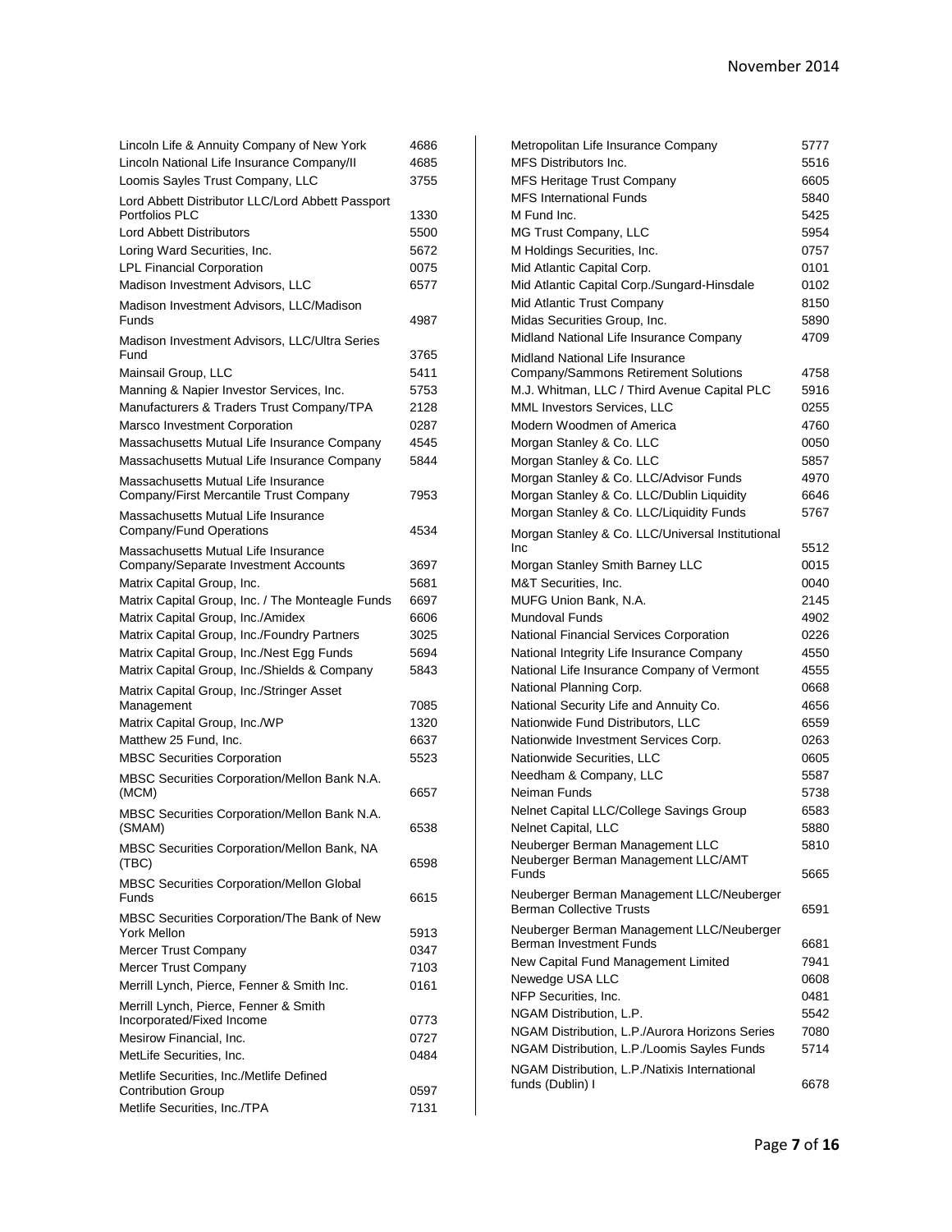| Name | Number |
|---|---|
| Lincoln Life & Annuity Company of New York | 4686 |
| Lincoln National Life Insurance Company/II | 4685 |
| Loomis Sayles Trust Company, LLC | 3755 |
| Lord Abbett Distributor LLC/Lord Abbett Passport Portfolios PLC | 1330 |
| Lord Abbett Distributors | 5500 |
| Loring Ward Securities, Inc. | 5672 |
| LPL Financial Corporation | 0075 |
| Madison Investment Advisors, LLC | 6577 |
| Madison Investment Advisors, LLC/Madison Funds | 4987 |
| Madison Investment Advisors, LLC/Ultra Series Fund | 3765 |
| Mainsail Group, LLC | 5411 |
| Manning & Napier Investor Services, Inc. | 5753 |
| Manufacturers & Traders Trust Company/TPA | 2128 |
| Marsco Investment Corporation | 0287 |
| Massachusetts Mutual Life Insurance Company | 4545 |
| Massachusetts Mutual Life Insurance Company | 5844 |
| Massachusetts Mutual Life Insurance Company/First Mercantile Trust Company | 7953 |
| Massachusetts Mutual Life Insurance Company/Fund Operations | 4534 |
| Massachusetts Mutual Life Insurance Company/Separate Investment Accounts | 3697 |
| Matrix Capital Group, Inc. | 5681 |
| Matrix Capital Group, Inc. / The Monteagle Funds | 6697 |
| Matrix Capital Group, Inc./Amidex | 6606 |
| Matrix Capital Group, Inc./Foundry Partners | 3025 |
| Matrix Capital Group, Inc./Nest Egg Funds | 5694 |
| Matrix Capital Group, Inc./Shields & Company | 5843 |
| Matrix Capital Group, Inc./Stringer Asset Management | 7085 |
| Matrix Capital Group, Inc./WP | 1320 |
| Matthew 25 Fund, Inc. | 6637 |
| MBSC Securities Corporation | 5523 |
| MBSC Securities Corporation/Mellon Bank N.A. (MCM) | 6657 |
| MBSC Securities Corporation/Mellon Bank N.A. (SMAM) | 6538 |
| MBSC Securities Corporation/Mellon Bank, NA (TBC) | 6598 |
| MBSC Securities Corporation/Mellon Global Funds | 6615 |
| MBSC Securities Corporation/The Bank of New York Mellon | 5913 |
| Mercer Trust Company | 0347 |
| Mercer Trust Company | 7103 |
| Merrill Lynch, Pierce, Fenner & Smith Inc. | 0161 |
| Merrill Lynch, Pierce, Fenner & Smith Incorporated/Fixed Income | 0773 |
| Mesirow Financial, Inc. | 0727 |
| MetLife Securities, Inc. | 0484 |
| Metlife Securities, Inc./Metlife Defined Contribution Group | 0597 |
| Metlife Securities, Inc./TPA | 7131 |
| Metropolitan Life Insurance Company | 5777 |
| MFS Distributors Inc. | 5516 |
| MFS Heritage Trust Company | 6605 |
| MFS International Funds | 5840 |
| M Fund Inc. | 5425 |
| MG Trust Company, LLC | 5954 |
| M Holdings Securities, Inc. | 0757 |
| Mid Atlantic Capital Corp. | 0101 |
| Mid Atlantic Capital Corp./Sungard-Hinsdale | 0102 |
| Mid Atlantic Trust Company | 8150 |
| Midas Securities Group, Inc. | 5890 |
| Midland National Life Insurance Company | 4709 |
| Midland National Life Insurance Company/Sammons Retirement Solutions | 4758 |
| M.J. Whitman, LLC / Third Avenue Capital PLC | 5916 |
| MML Investors Services, LLC | 0255 |
| Modern Woodmen of America | 4760 |
| Morgan Stanley & Co. LLC | 0050 |
| Morgan Stanley & Co. LLC | 5857 |
| Morgan Stanley & Co. LLC/Advisor Funds | 4970 |
| Morgan Stanley & Co. LLC/Dublin Liquidity | 6646 |
| Morgan Stanley & Co. LLC/Liquidity Funds | 5767 |
| Morgan Stanley & Co. LLC/Universal Institutional Inc | 5512 |
| Morgan Stanley Smith Barney LLC | 0015 |
| M&T Securities, Inc. | 0040 |
| MUFG Union Bank, N.A. | 2145 |
| Mundoval Funds | 4902 |
| National Financial Services Corporation | 0226 |
| National Integrity Life Insurance Company | 4550 |
| National Life Insurance Company of Vermont | 4555 |
| National Planning Corp. | 0668 |
| National Security Life and Annuity Co. | 4656 |
| Nationwide Fund Distributors, LLC | 6559 |
| Nationwide Investment Services Corp. | 0263 |
| Nationwide Securities, LLC | 0605 |
| Needham & Company, LLC | 5587 |
| Neiman Funds | 5738 |
| Nelnet Capital LLC/College Savings Group | 6583 |
| Nelnet Capital, LLC | 5880 |
| Neuberger Berman Management LLC | 5810 |
| Neuberger Berman Management LLC/AMT Funds | 5665 |
| Neuberger Berman Management LLC/Neuberger Berman Collective Trusts | 6591 |
| Neuberger Berman Management LLC/Neuberger Berman Investment Funds | 6681 |
| New Capital Fund Management Limited | 7941 |
| Newedge USA LLC | 0608 |
| NFP Securities, Inc. | 0481 |
| NGAM Distribution, L.P. | 5542 |
| NGAM Distribution, L.P./Aurora Horizons Series | 7080 |
| NGAM Distribution, L.P./Loomis Sayles Funds | 5714 |
| NGAM Distribution, L.P./Natixis International funds (Dublin) I | 6678 |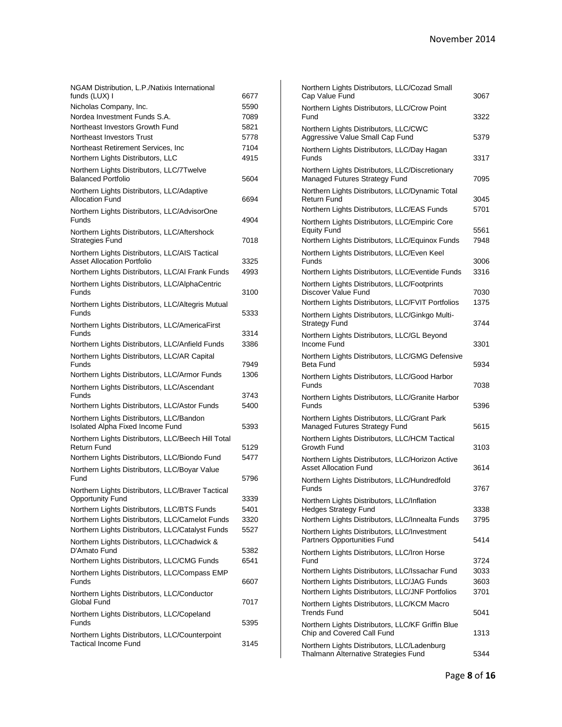| Name | Number |
|---|---|
| NGAM Distribution, L.P./Natixis International funds (LUX) I | 6677 |
| Nicholas Company, Inc. | 5590 |
| Nordea Investment Funds S.A. | 7089 |
| Northeast Investors Growth Fund | 5821 |
| Northeast Investors Trust | 5778 |
| Northeast Retirement Services, Inc | 7104 |
| Northern Lights Distributors, LLC | 4915 |
| Northern Lights Distributors, LLC/7Twelve Balanced Portfolio | 5604 |
| Northern Lights Distributors, LLC/Adaptive Allocation Fund | 6694 |
| Northern Lights Distributors, LLC/AdvisorOne Funds | 4904 |
| Northern Lights Distributors, LLC/Aftershock Strategies Fund | 7018 |
| Northern Lights Distributors, LLC/AIS Tactical Asset Allocation Portfolio | 3325 |
| Northern Lights Distributors, LLC/Al Frank Funds | 4993 |
| Northern Lights Distributors, LLC/AlphaCentric Funds | 3100 |
| Northern Lights Distributors, LLC/Altegris Mutual Funds | 5333 |
| Northern Lights Distributors, LLC/AmericaFirst Funds | 3314 |
| Northern Lights Distributors, LLC/Anfield Funds | 3386 |
| Northern Lights Distributors, LLC/AR Capital Funds | 7949 |
| Northern Lights Distributors, LLC/Armor Funds | 1306 |
| Northern Lights Distributors, LLC/Ascendant Funds | 3743 |
| Northern Lights Distributors, LLC/Astor Funds | 5400 |
| Northern Lights Distributors, LLC/Bandon Isolated Alpha Fixed Income Fund | 5393 |
| Northern Lights Distributors, LLC/Beech Hill Total Return Fund | 5129 |
| Northern Lights Distributors, LLC/Biondo Fund | 5477 |
| Northern Lights Distributors, LLC/Boyar Value Fund | 5796 |
| Northern Lights Distributors, LLC/Braver Tactical Opportunity Fund | 3339 |
| Northern Lights Distributors, LLC/BTS Funds | 5401 |
| Northern Lights Distributors, LLC/Camelot Funds | 3320 |
| Northern Lights Distributors, LLC/Catalyst Funds | 5527 |
| Northern Lights Distributors, LLC/Chadwick & D'Amato Fund | 5382 |
| Northern Lights Distributors, LLC/CMG Funds | 6541 |
| Northern Lights Distributors, LLC/Compass EMP Funds | 6607 |
| Northern Lights Distributors, LLC/Conductor Global Fund | 7017 |
| Northern Lights Distributors, LLC/Copeland Funds | 5395 |
| Northern Lights Distributors, LLC/Counterpoint Tactical Income Fund | 3145 |
| Northern Lights Distributors, LLC/Cozad Small Cap Value Fund | 3067 |
| Northern Lights Distributors, LLC/Crow Point Fund | 3322 |
| Northern Lights Distributors, LLC/CWC Aggressive Value Small Cap Fund | 5379 |
| Northern Lights Distributors, LLC/Day Hagan Funds | 3317 |
| Northern Lights Distributors, LLC/Discretionary Managed Futures Strategy Fund | 7095 |
| Northern Lights Distributors, LLC/Dynamic Total Return Fund | 3045 |
| Northern Lights Distributors, LLC/EAS Funds | 5701 |
| Northern Lights Distributors, LLC/Empiric Core Equity Fund | 5561 |
| Northern Lights Distributors, LLC/Equinox Funds | 7948 |
| Northern Lights Distributors, LLC/Even Keel Funds | 3006 |
| Northern Lights Distributors, LLC/Eventide Funds | 3316 |
| Northern Lights Distributors, LLC/Footprints Discover Value Fund | 7030 |
| Northern Lights Distributors, LLC/FVIT Portfolios | 1375 |
| Northern Lights Distributors, LLC/Ginkgo Multi-Strategy Fund | 3744 |
| Northern Lights Distributors, LLC/GL Beyond Income Fund | 3301 |
| Northern Lights Distributors, LLC/GMG Defensive Beta Fund | 5934 |
| Northern Lights Distributors, LLC/Good Harbor Funds | 7038 |
| Northern Lights Distributors, LLC/Granite Harbor Funds | 5396 |
| Northern Lights Distributors, LLC/Grant Park Managed Futures Strategy Fund | 5615 |
| Northern Lights Distributors, LLC/HCM Tactical Growth Fund | 3103 |
| Northern Lights Distributors, LLC/Horizon Active Asset Allocation Fund | 3614 |
| Northern Lights Distributors, LLC/Hundredfold Funds | 3767 |
| Northern Lights Distributors, LLC/Inflation Hedges Strategy Fund | 3338 |
| Northern Lights Distributors, LLC/Innealta Funds | 3795 |
| Northern Lights Distributors, LLC/Investment Partners Opportunities Fund | 5414 |
| Northern Lights Distributors, LLC/Iron Horse Fund | 3724 |
| Northern Lights Distributors, LLC/Issachar Fund | 3033 |
| Northern Lights Distributors, LLC/JAG Funds | 3603 |
| Northern Lights Distributors, LLC/JNF Portfolios | 3701 |
| Northern Lights Distributors, LLC/KCM Macro Trends Fund | 5041 |
| Northern Lights Distributors, LLC/KF Griffin Blue Chip and Covered Call Fund | 1313 |
| Northern Lights Distributors, LLC/Ladenburg Thalmann Alternative Strategies Fund | 5344 |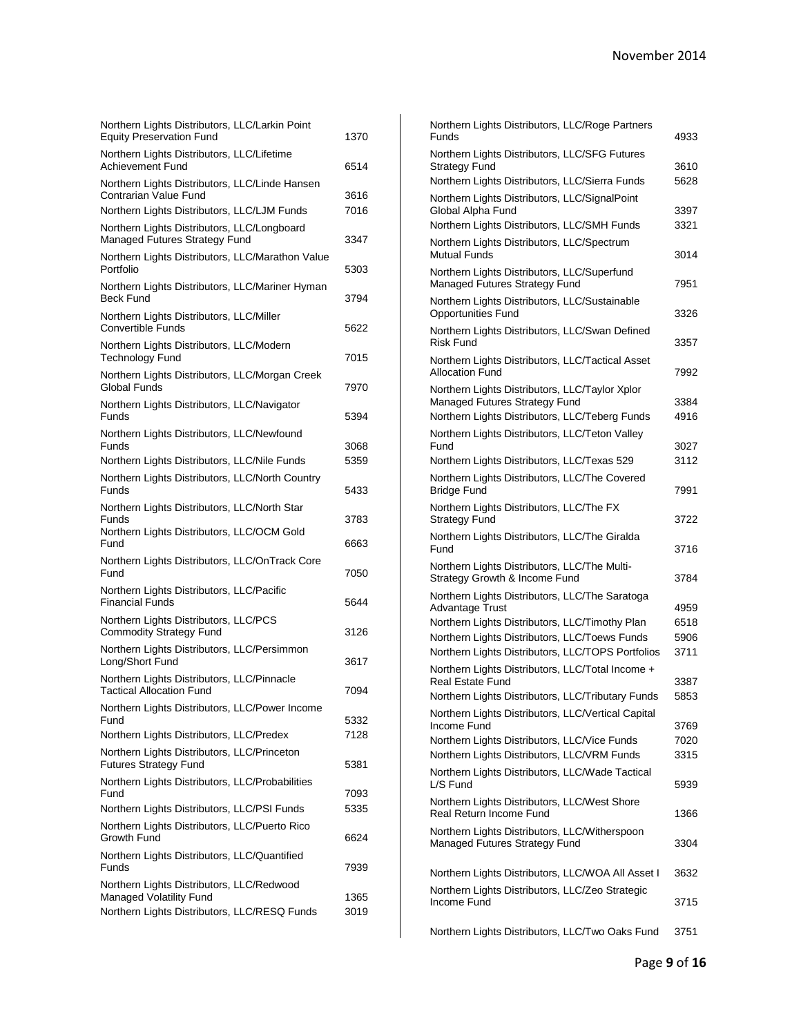| | |
|---|---|
| Northern Lights Distributors, LLC/Larkin Point Equity Preservation Fund | 1370 |
| Northern Lights Distributors, LLC/Lifetime Achievement Fund | 6514 |
| Northern Lights Distributors, LLC/Linde Hansen Contrarian Value Fund | 3616 |
| Northern Lights Distributors, LLC/LJM Funds | 7016 |
| Northern Lights Distributors, LLC/Longboard Managed Futures Strategy Fund | 3347 |
| Northern Lights Distributors, LLC/Marathon Value Portfolio | 5303 |
| Northern Lights Distributors, LLC/Mariner Hyman Beck Fund | 3794 |
| Northern Lights Distributors, LLC/Miller Convertible Funds | 5622 |
| Northern Lights Distributors, LLC/Modern Technology Fund | 7015 |
| Northern Lights Distributors, LLC/Morgan Creek Global Funds | 7970 |
| Northern Lights Distributors, LLC/Navigator Funds | 5394 |
| Northern Lights Distributors, LLC/Newfound Funds | 3068 |
| Northern Lights Distributors, LLC/Nile Funds | 5359 |
| Northern Lights Distributors, LLC/North Country Funds | 5433 |
| Northern Lights Distributors, LLC/North Star Funds | 3783 |
| Northern Lights Distributors, LLC/OCM Gold Fund | 6663 |
| Northern Lights Distributors, LLC/OnTrack Core Fund | 7050 |
| Northern Lights Distributors, LLC/Pacific Financial Funds | 5644 |
| Northern Lights Distributors, LLC/PCS Commodity Strategy Fund | 3126 |
| Northern Lights Distributors, LLC/Persimmon Long/Short Fund | 3617 |
| Northern Lights Distributors, LLC/Pinnacle Tactical Allocation Fund | 7094 |
| Northern Lights Distributors, LLC/Power Income Fund | 5332 |
| Northern Lights Distributors, LLC/Predex | 7128 |
| Northern Lights Distributors, LLC/Princeton Futures Strategy Fund | 5381 |
| Northern Lights Distributors, LLC/Probabilities Fund | 7093 |
| Northern Lights Distributors, LLC/PSI Funds | 5335 |
| Northern Lights Distributors, LLC/Puerto Rico Growth Fund | 6624 |
| Northern Lights Distributors, LLC/Quantified Funds | 7939 |
| Northern Lights Distributors, LLC/Redwood Managed Volatility Fund | 1365 |
| Northern Lights Distributors, LLC/RESQ Funds | 3019 |
| Northern Lights Distributors, LLC/Roge Partners Funds | 4933 |
| Northern Lights Distributors, LLC/SFG Futures Strategy Fund | 3610 |
| Northern Lights Distributors, LLC/Sierra Funds | 5628 |
| Northern Lights Distributors, LLC/SignalPoint Global Alpha Fund | 3397 |
| Northern Lights Distributors, LLC/SMH Funds | 3321 |
| Northern Lights Distributors, LLC/Spectrum Mutual Funds | 3014 |
| Northern Lights Distributors, LLC/Superfund Managed Futures Strategy Fund | 7951 |
| Northern Lights Distributors, LLC/Sustainable Opportunities Fund | 3326 |
| Northern Lights Distributors, LLC/Swan Defined Risk Fund | 3357 |
| Northern Lights Distributors, LLC/Tactical Asset Allocation Fund | 7992 |
| Northern Lights Distributors, LLC/Taylor Xplor Managed Futures Strategy Fund | 3384 |
| Northern Lights Distributors, LLC/Teberg Funds | 4916 |
| Northern Lights Distributors, LLC/Teton Valley Fund | 3027 |
| Northern Lights Distributors, LLC/Texas 529 | 3112 |
| Northern Lights Distributors, LLC/The Covered Bridge Fund | 7991 |
| Northern Lights Distributors, LLC/The FX Strategy Fund | 3722 |
| Northern Lights Distributors, LLC/The Giralda Fund | 3716 |
| Northern Lights Distributors, LLC/The Multi-Strategy Growth & Income Fund | 3784 |
| Northern Lights Distributors, LLC/The Saratoga Advantage Trust | 4959 |
| Northern Lights Distributors, LLC/Timothy Plan | 6518 |
| Northern Lights Distributors, LLC/Toews Funds | 5906 |
| Northern Lights Distributors, LLC/TOPS Portfolios | 3711 |
| Northern Lights Distributors, LLC/Total Income + Real Estate Fund | 3387 |
| Northern Lights Distributors, LLC/Tributary Funds | 5853 |
| Northern Lights Distributors, LLC/Vertical Capital Income Fund | 3769 |
| Northern Lights Distributors, LLC/Vice Funds | 7020 |
| Northern Lights Distributors, LLC/VRM Funds | 3315 |
| Northern Lights Distributors, LLC/Wade Tactical L/S Fund | 5939 |
| Northern Lights Distributors, LLC/West Shore Real Return Income Fund | 1366 |
| Northern Lights Distributors, LLC/Witherspoon Managed Futures Strategy Fund | 3304 |
| Northern Lights Distributors, LLC/WOA All Asset I | 3632 |
| Northern Lights Distributors, LLC/Zeo Strategic Income Fund | 3715 |
| Northern Lights Distributors, LLC/Two Oaks Fund | 3751 |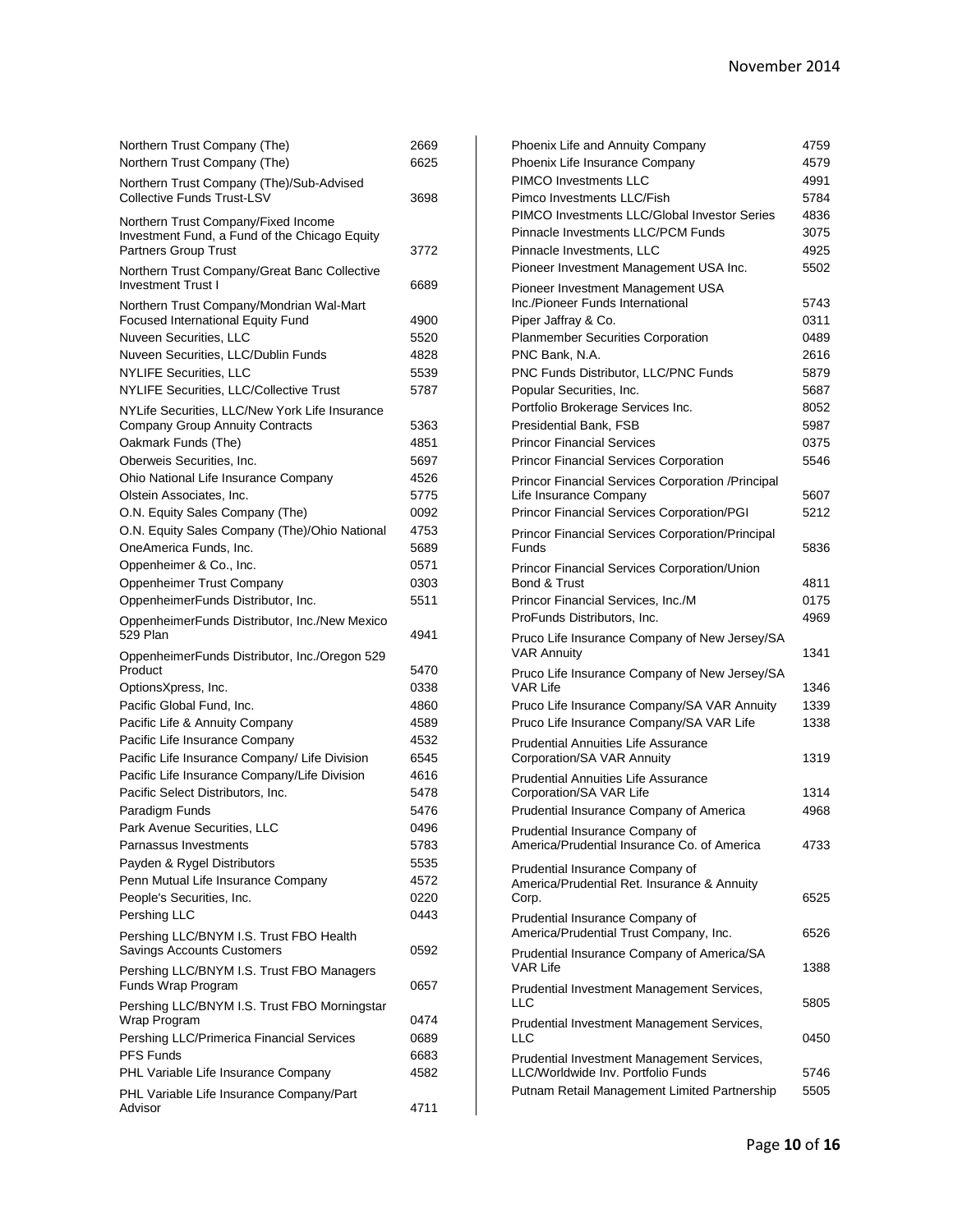| Name | Number |
|---|---|
| Northern Trust Company (The) | 2669 |
| Northern Trust Company (The) | 6625 |
| Northern Trust Company (The)/Sub-Advised Collective Funds Trust-LSV | 3698 |
| Northern Trust Company/Fixed Income Investment Fund, a Fund of the Chicago Equity Partners Group Trust | 3772 |
| Northern Trust Company/Great Banc Collective Investment Trust I | 6689 |
| Northern Trust Company/Mondrian Wal-Mart Focused International Equity Fund | 4900 |
| Nuveen Securities, LLC | 5520 |
| Nuveen Securities, LLC/Dublin Funds | 4828 |
| NYLIFE Securities, LLC | 5539 |
| NYLIFE Securities, LLC/Collective Trust | 5787 |
| NYLife Securities, LLC/New York Life Insurance Company Group Annuity Contracts | 5363 |
| Oakmark Funds (The) | 4851 |
| Oberweis Securities, Inc. | 5697 |
| Ohio National Life Insurance Company | 4526 |
| Olstein Associates, Inc. | 5775 |
| O.N. Equity Sales Company (The) | 0092 |
| O.N. Equity Sales Company (The)/Ohio National | 4753 |
| OneAmerica Funds, Inc. | 5689 |
| Oppenheimer & Co., Inc. | 0571 |
| Oppenheimer Trust Company | 0303 |
| OppenheimerFunds Distributor, Inc. | 5511 |
| OppenheimerFunds Distributor, Inc./New Mexico 529 Plan | 4941 |
| OppenheimerFunds Distributor, Inc./Oregon 529 Product | 5470 |
| OptionsXpress, Inc. | 0338 |
| Pacific Global Fund, Inc. | 4860 |
| Pacific Life & Annuity Company | 4589 |
| Pacific Life Insurance Company | 4532 |
| Pacific Life Insurance Company/ Life Division | 6545 |
| Pacific Life Insurance Company/Life Division | 4616 |
| Pacific Select Distributors, Inc. | 5478 |
| Paradigm Funds | 5476 |
| Park Avenue Securities, LLC | 0496 |
| Parnassus Investments | 5783 |
| Payden & Rygel Distributors | 5535 |
| Penn Mutual Life Insurance Company | 4572 |
| People's Securities, Inc. | 0220 |
| Pershing LLC | 0443 |
| Pershing LLC/BNYM I.S. Trust FBO Health Savings Accounts Customers | 0592 |
| Pershing LLC/BNYM I.S. Trust FBO Managers Funds Wrap Program | 0657 |
| Pershing LLC/BNYM I.S. Trust FBO Morningstar Wrap Program | 0474 |
| Pershing LLC/Primerica Financial Services | 0689 |
| PFS Funds | 6683 |
| PHL Variable Life Insurance Company | 4582 |
| PHL Variable Life Insurance Company/Part Advisor | 4711 |
| Phoenix Life and Annuity Company | 4759 |
| Phoenix Life Insurance Company | 4579 |
| PIMCO Investments LLC | 4991 |
| Pimco Investments LLC/Fish | 5784 |
| PIMCO Investments LLC/Global Investor Series | 4836 |
| Pinnacle Investments LLC/PCM Funds | 3075 |
| Pinnacle Investments, LLC | 4925 |
| Pioneer Investment Management USA Inc. | 5502 |
| Pioneer Investment Management USA Inc./Pioneer Funds International | 5743 |
| Piper Jaffray & Co. | 0311 |
| Planmember Securities Corporation | 0489 |
| PNC Bank, N.A. | 2616 |
| PNC Funds Distributor, LLC/PNC Funds | 5879 |
| Popular Securities, Inc. | 5687 |
| Portfolio Brokerage Services Inc. | 8052 |
| Presidential Bank, FSB | 5987 |
| Princor Financial Services | 0375 |
| Princor Financial Services Corporation | 5546 |
| Princor Financial Services Corporation /Principal Life Insurance Company | 5607 |
| Princor Financial Services Corporation/PGI | 5212 |
| Princor Financial Services Corporation/Principal Funds | 5836 |
| Princor Financial Services Corporation/Union Bond & Trust | 4811 |
| Princor Financial Services, Inc./M | 0175 |
| ProFunds Distributors, Inc. | 4969 |
| Pruco Life Insurance Company of New Jersey/SA VAR Annuity | 1341 |
| Pruco Life Insurance Company of New Jersey/SA VAR Life | 1346 |
| Pruco Life Insurance Company/SA VAR Annuity | 1339 |
| Pruco Life Insurance Company/SA VAR Life | 1338 |
| Prudential Annuities Life Assurance Corporation/SA VAR Annuity | 1319 |
| Prudential Annuities Life Assurance Corporation/SA VAR Life | 1314 |
| Prudential Insurance Company of America | 4968 |
| Prudential Insurance Company of America/Prudential Insurance Co. of America | 4733 |
| Prudential Insurance Company of America/Prudential Ret. Insurance & Annuity Corp. | 6525 |
| Prudential Insurance Company of America/Prudential Trust Company, Inc. | 6526 |
| Prudential Insurance Company of America/SA VAR Life | 1388 |
| Prudential Investment Management Services, LLC | 5805 |
| Prudential Investment Management Services, LLC | 0450 |
| Prudential Investment Management Services, LLC/Worldwide Inv. Portfolio Funds | 5746 |
| Putnam Retail Management Limited Partnership | 5505 |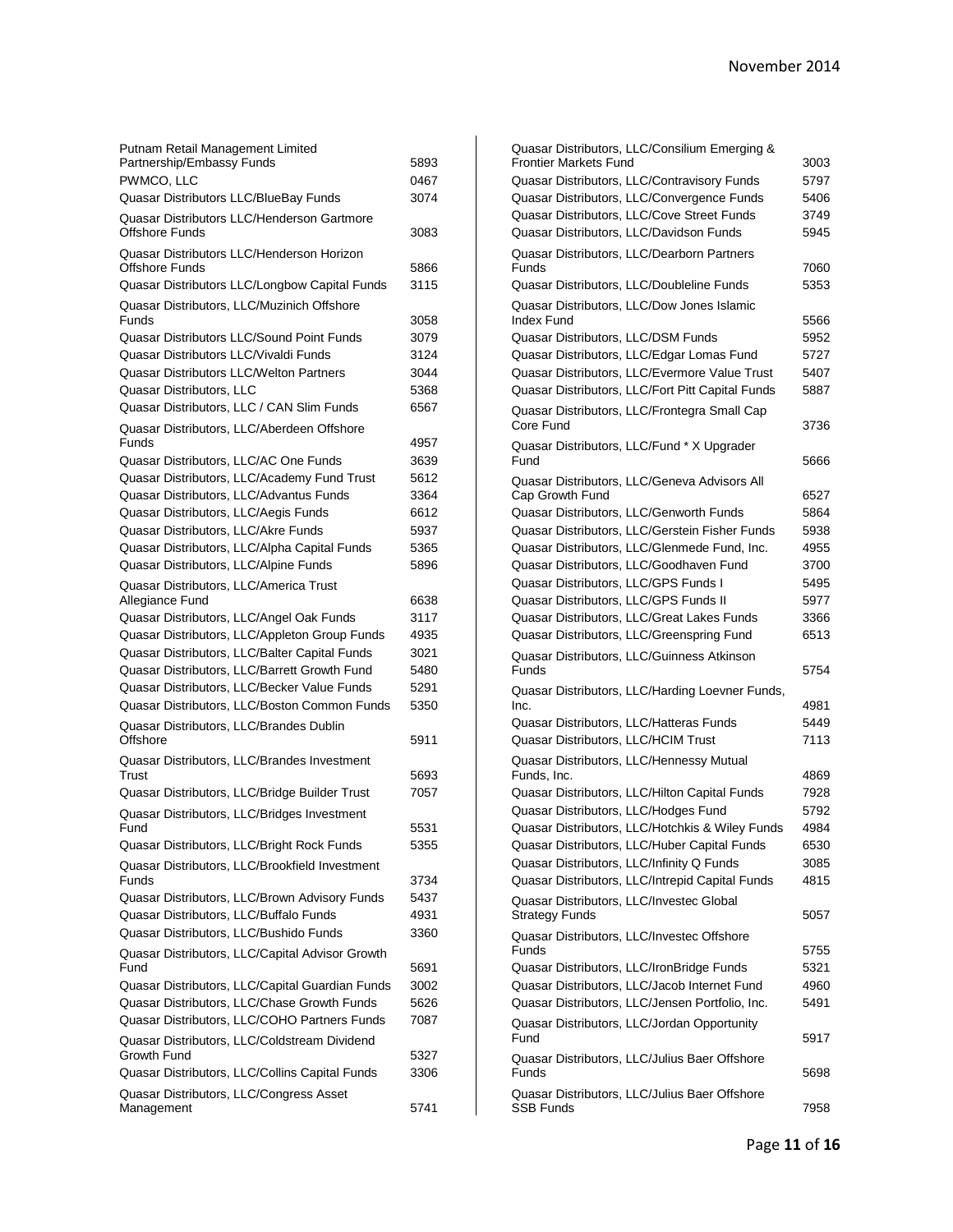| Name | Number |
|---|---|
| Putnam Retail Management Limited Partnership/Embassy Funds | 5893 |
| PWMCO, LLC | 0467 |
| Quasar Distributors LLC/BlueBay Funds | 3074 |
| Quasar Distributors LLC/Henderson Gartmore Offshore Funds | 3083 |
| Quasar Distributors LLC/Henderson Horizon Offshore Funds | 5866 |
| Quasar Distributors LLC/Longbow Capital Funds | 3115 |
| Quasar Distributors, LLC/Muzinich Offshore Funds | 3058 |
| Quasar Distributors LLC/Sound Point Funds | 3079 |
| Quasar Distributors LLC/Vivaldi Funds | 3124 |
| Quasar Distributors LLC/Welton Partners | 3044 |
| Quasar Distributors, LLC | 5368 |
| Quasar Distributors, LLC / CAN Slim Funds | 6567 |
| Quasar Distributors, LLC/Aberdeen Offshore Funds | 4957 |
| Quasar Distributors, LLC/AC One Funds | 3639 |
| Quasar Distributors, LLC/Academy Fund Trust | 5612 |
| Quasar Distributors, LLC/Advantus Funds | 3364 |
| Quasar Distributors, LLC/Aegis Funds | 6612 |
| Quasar Distributors, LLC/Akre Funds | 5937 |
| Quasar Distributors, LLC/Alpha Capital Funds | 5365 |
| Quasar Distributors, LLC/Alpine Funds | 5896 |
| Quasar Distributors, LLC/America Trust Allegiance Fund | 6638 |
| Quasar Distributors, LLC/Angel Oak Funds | 3117 |
| Quasar Distributors, LLC/Appleton Group Funds | 4935 |
| Quasar Distributors, LLC/Balter Capital Funds | 3021 |
| Quasar Distributors, LLC/Barrett Growth Fund | 5480 |
| Quasar Distributors, LLC/Becker Value Funds | 5291 |
| Quasar Distributors, LLC/Boston Common Funds | 5350 |
| Quasar Distributors, LLC/Brandes Dublin Offshore | 5911 |
| Quasar Distributors, LLC/Brandes Investment Trust | 5693 |
| Quasar Distributors, LLC/Bridge Builder Trust | 7057 |
| Quasar Distributors, LLC/Bridges Investment Fund | 5531 |
| Quasar Distributors, LLC/Bright Rock Funds | 5355 |
| Quasar Distributors, LLC/Brookfield Investment Funds | 3734 |
| Quasar Distributors, LLC/Brown Advisory Funds | 5437 |
| Quasar Distributors, LLC/Buffalo Funds | 4931 |
| Quasar Distributors, LLC/Bushido Funds | 3360 |
| Quasar Distributors, LLC/Capital Advisor Growth Fund | 5691 |
| Quasar Distributors, LLC/Capital Guardian Funds | 3002 |
| Quasar Distributors, LLC/Chase Growth Funds | 5626 |
| Quasar Distributors, LLC/COHO Partners Funds | 7087 |
| Quasar Distributors, LLC/Coldstream Dividend Growth Fund | 5327 |
| Quasar Distributors, LLC/Collins Capital Funds | 3306 |
| Quasar Distributors, LLC/Congress Asset Management | 5741 |
| Quasar Distributors, LLC/Consilium Emerging & Frontier Markets Fund | 3003 |
| Quasar Distributors, LLC/Contravisory Funds | 5797 |
| Quasar Distributors, LLC/Convergence Funds | 5406 |
| Quasar Distributors, LLC/Cove Street Funds | 3749 |
| Quasar Distributors, LLC/Davidson Funds | 5945 |
| Quasar Distributors, LLC/Dearborn Partners Funds | 7060 |
| Quasar Distributors, LLC/Doubleline Funds | 5353 |
| Quasar Distributors, LLC/Dow Jones Islamic Index Fund | 5566 |
| Quasar Distributors, LLC/DSM Funds | 5952 |
| Quasar Distributors, LLC/Edgar Lomas Fund | 5727 |
| Quasar Distributors, LLC/Evermore Value Trust | 5407 |
| Quasar Distributors, LLC/Fort Pitt Capital Funds | 5887 |
| Quasar Distributors, LLC/Frontegra Small Cap Core Fund | 3736 |
| Quasar Distributors, LLC/Fund * X Upgrader Fund | 5666 |
| Quasar Distributors, LLC/Geneva Advisors All Cap Growth Fund | 6527 |
| Quasar Distributors, LLC/Genworth Funds | 5864 |
| Quasar Distributors, LLC/Gerstein Fisher Funds | 5938 |
| Quasar Distributors, LLC/Glenmede Fund, Inc. | 4955 |
| Quasar Distributors, LLC/Goodhaven Fund | 3700 |
| Quasar Distributors, LLC/GPS Funds I | 5495 |
| Quasar Distributors, LLC/GPS Funds II | 5977 |
| Quasar Distributors, LLC/Great Lakes Funds | 3366 |
| Quasar Distributors, LLC/Greenspring Fund | 6513 |
| Quasar Distributors, LLC/Guinness Atkinson Funds | 5754 |
| Quasar Distributors, LLC/Harding Loevner Funds, Inc. | 4981 |
| Quasar Distributors, LLC/Hatteras Funds | 5449 |
| Quasar Distributors, LLC/HCIM Trust | 7113 |
| Quasar Distributors, LLC/Hennessy Mutual Funds, Inc. | 4869 |
| Quasar Distributors, LLC/Hilton Capital Funds | 7928 |
| Quasar Distributors, LLC/Hodges Fund | 5792 |
| Quasar Distributors, LLC/Hotchkis & Wiley Funds | 4984 |
| Quasar Distributors, LLC/Huber Capital Funds | 6530 |
| Quasar Distributors, LLC/Infinity Q Funds | 3085 |
| Quasar Distributors, LLC/Intrepid Capital Funds | 4815 |
| Quasar Distributors, LLC/Investec Global Strategy Funds | 5057 |
| Quasar Distributors, LLC/Investec Offshore Funds | 5755 |
| Quasar Distributors, LLC/IronBridge Funds | 5321 |
| Quasar Distributors, LLC/Jacob Internet Fund | 4960 |
| Quasar Distributors, LLC/Jensen Portfolio, Inc. | 5491 |
| Quasar Distributors, LLC/Jordan Opportunity Fund | 5917 |
| Quasar Distributors, LLC/Julius Baer Offshore Funds | 5698 |
| Quasar Distributors, LLC/Julius Baer Offshore SSB Funds | 7958 |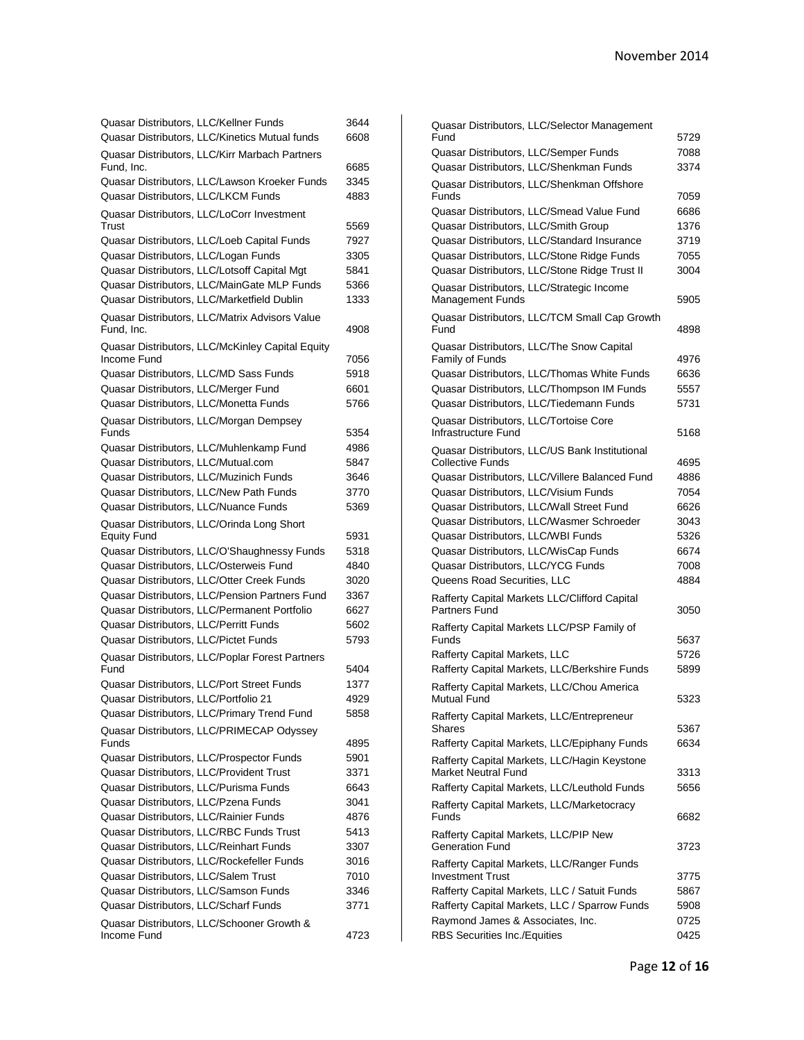| Name | Number |
|---|---|
| Quasar Distributors, LLC/Kellner Funds | 3644 |
| Quasar Distributors, LLC/Kinetics Mutual funds | 6608 |
| Quasar Distributors, LLC/Kirr Marbach Partners Fund, Inc. | 6685 |
| Quasar Distributors, LLC/Lawson Kroeker Funds | 3345 |
| Quasar Distributors, LLC/LKCM Funds | 4883 |
| Quasar Distributors, LLC/LoCorr Investment Trust | 5569 |
| Quasar Distributors, LLC/Loeb Capital Funds | 7927 |
| Quasar Distributors, LLC/Logan Funds | 3305 |
| Quasar Distributors, LLC/Lotsoff Capital Mgt | 5841 |
| Quasar Distributors, LLC/MainGate MLP Funds | 5366 |
| Quasar Distributors, LLC/Marketfield Dublin | 1333 |
| Quasar Distributors, LLC/Matrix Advisors Value Fund, Inc. | 4908 |
| Quasar Distributors, LLC/McKinley Capital Equity Income Fund | 7056 |
| Quasar Distributors, LLC/MD Sass Funds | 5918 |
| Quasar Distributors, LLC/Merger Fund | 6601 |
| Quasar Distributors, LLC/Monetta Funds | 5766 |
| Quasar Distributors, LLC/Morgan Dempsey Funds | 5354 |
| Quasar Distributors, LLC/Muhlenkamp Fund | 4986 |
| Quasar Distributors, LLC/Mutual.com | 5847 |
| Quasar Distributors, LLC/Muzinich Funds | 3646 |
| Quasar Distributors, LLC/New Path Funds | 3770 |
| Quasar Distributors, LLC/Nuance Funds | 5369 |
| Quasar Distributors, LLC/Orinda Long Short Equity Fund | 5931 |
| Quasar Distributors, LLC/O'Shaughnessy Funds | 5318 |
| Quasar Distributors, LLC/Osterweis Fund | 4840 |
| Quasar Distributors, LLC/Otter Creek Funds | 3020 |
| Quasar Distributors, LLC/Pension Partners Fund | 3367 |
| Quasar Distributors, LLC/Permanent Portfolio | 6627 |
| Quasar Distributors, LLC/Perritt Funds | 5602 |
| Quasar Distributors, LLC/Pictet Funds | 5793 |
| Quasar Distributors, LLC/Poplar Forest Partners Fund | 5404 |
| Quasar Distributors, LLC/Port Street Funds | 1377 |
| Quasar Distributors, LLC/Portfolio 21 | 4929 |
| Quasar Distributors, LLC/Primary Trend Fund | 5858 |
| Quasar Distributors, LLC/PRIMECAP Odyssey Funds | 4895 |
| Quasar Distributors, LLC/Prospector Funds | 5901 |
| Quasar Distributors, LLC/Provident Trust | 3371 |
| Quasar Distributors, LLC/Purisma Funds | 6643 |
| Quasar Distributors, LLC/Pzena Funds | 3041 |
| Quasar Distributors, LLC/Rainier Funds | 4876 |
| Quasar Distributors, LLC/RBC Funds Trust | 5413 |
| Quasar Distributors, LLC/Reinhart Funds | 3307 |
| Quasar Distributors, LLC/Rockefeller Funds | 3016 |
| Quasar Distributors, LLC/Salem Trust | 7010 |
| Quasar Distributors, LLC/Samson Funds | 3346 |
| Quasar Distributors, LLC/Scharf Funds | 3771 |
| Quasar Distributors, LLC/Schooner Growth & Income Fund | 4723 |
| Quasar Distributors, LLC/Selector Management Fund | 5729 |
| Quasar Distributors, LLC/Semper Funds | 7088 |
| Quasar Distributors, LLC/Shenkman Funds | 3374 |
| Quasar Distributors, LLC/Shenkman Offshore Funds | 7059 |
| Quasar Distributors, LLC/Smead Value Fund | 6686 |
| Quasar Distributors, LLC/Smith Group | 1376 |
| Quasar Distributors, LLC/Standard Insurance | 3719 |
| Quasar Distributors, LLC/Stone Ridge Funds | 7055 |
| Quasar Distributors, LLC/Stone Ridge Trust II | 3004 |
| Quasar Distributors, LLC/Strategic Income Management Funds | 5905 |
| Quasar Distributors, LLC/TCM Small Cap Growth Fund | 4898 |
| Quasar Distributors, LLC/The Snow Capital Family of Funds | 4976 |
| Quasar Distributors, LLC/Thomas White Funds | 6636 |
| Quasar Distributors, LLC/Thompson IM Funds | 5557 |
| Quasar Distributors, LLC/Tiedemann Funds | 5731 |
| Quasar Distributors, LLC/Tortoise Core Infrastructure Fund | 5168 |
| Quasar Distributors, LLC/US Bank Institutional Collective Funds | 4695 |
| Quasar Distributors, LLC/Villere Balanced Fund | 4886 |
| Quasar Distributors, LLC/Visium Funds | 7054 |
| Quasar Distributors, LLC/Wall Street Fund | 6626 |
| Quasar Distributors, LLC/Wasmer Schroeder | 3043 |
| Quasar Distributors, LLC/WBI Funds | 5326 |
| Quasar Distributors, LLC/WisCap Funds | 6674 |
| Quasar Distributors, LLC/YCG Funds | 7008 |
| Queens Road Securities, LLC | 4884 |
| Rafferty Capital Markets LLC/Clifford Capital Partners Fund | 3050 |
| Rafferty Capital Markets LLC/PSP Family of Funds | 5637 |
| Rafferty Capital Markets, LLC | 5726 |
| Rafferty Capital Markets, LLC/Berkshire Funds | 5899 |
| Rafferty Capital Markets, LLC/Chou America Mutual Fund | 5323 |
| Rafferty Capital Markets, LLC/Entrepreneur Shares | 5367 |
| Rafferty Capital Markets, LLC/Epiphany Funds | 6634 |
| Rafferty Capital Markets, LLC/Hagin Keystone Market Neutral Fund | 3313 |
| Rafferty Capital Markets, LLC/Leuthold Funds | 5656 |
| Rafferty Capital Markets, LLC/Marketocracy Funds | 6682 |
| Rafferty Capital Markets, LLC/PIP New Generation Fund | 3723 |
| Rafferty Capital Markets, LLC/Ranger Funds Investment Trust | 3775 |
| Rafferty Capital Markets, LLC / Satuit Funds | 5867 |
| Rafferty Capital Markets, LLC / Sparrow Funds | 5908 |
| Raymond James & Associates, Inc. | 0725 |
| RBS Securities Inc./Equities | 0425 |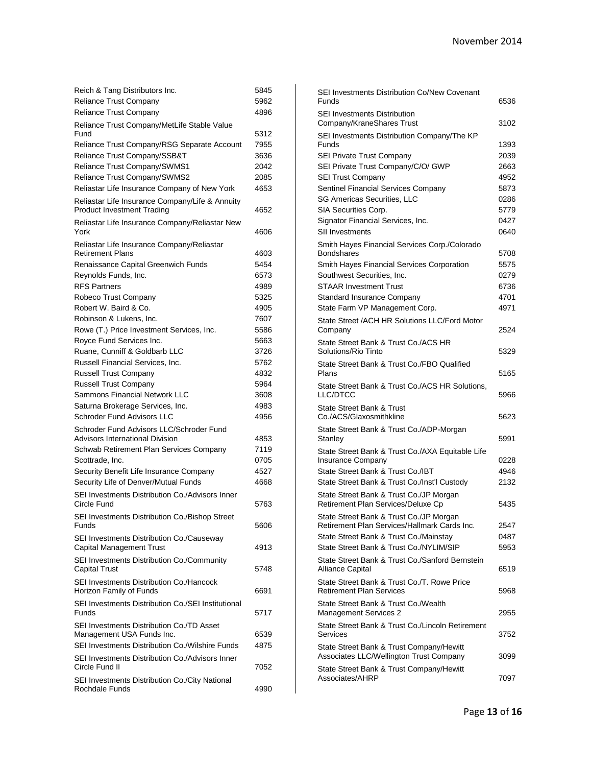| Name | Number |
| --- | --- |
| Reich & Tang Distributors Inc. | 5845 |
| Reliance Trust Company | 5962 |
| Reliance Trust Company | 4896 |
| Reliance Trust Company/MetLife Stable Value Fund | 5312 |
| Reliance Trust Company/RSG Separate Account | 7955 |
| Reliance Trust Company/SSB&T | 3636 |
| Reliance Trust Company/SWMS1 | 2042 |
| Reliance Trust Company/SWMS2 | 2085 |
| Reliastar Life Insurance Company of New York | 4653 |
| Reliastar Life Insurance Company/Life & Annuity Product Investment Trading | 4652 |
| Reliastar Life Insurance Company/Reliastar New York | 4606 |
| Reliastar Life Insurance Company/Reliastar Retirement Plans | 4603 |
| Renaissance Capital Greenwich Funds | 5454 |
| Reynolds Funds, Inc. | 6573 |
| RFS Partners | 4989 |
| Robeco Trust Company | 5325 |
| Robert W. Baird & Co. | 4905 |
| Robinson & Lukens, Inc. | 7607 |
| Rowe (T.) Price Investment Services, Inc. | 5586 |
| Royce Fund Services Inc. | 5663 |
| Ruane, Cunniff & Goldbarb LLC | 3726 |
| Russell Financial Services, Inc. | 5762 |
| Russell Trust Company | 4832 |
| Russell Trust Company | 5964 |
| Sammons Financial Network LLC | 3608 |
| Saturna Brokerage Services, Inc. | 4983 |
| Schroder Fund Advisors LLC | 4956 |
| Schroder Fund Advisors LLC/Schroder Fund Advisors International Division | 4853 |
| Schwab Retirement Plan Services Company | 7119 |
| Scottrade, Inc. | 0705 |
| Security Benefit Life Insurance Company | 4527 |
| Security Life of Denver/Mutual Funds | 4668 |
| SEI Investments Distribution Co./Advisors Inner Circle Fund | 5763 |
| SEI Investments Distribution Co./Bishop Street Funds | 5606 |
| SEI Investments Distribution Co./Causeway Capital Management Trust | 4913 |
| SEI Investments Distribution Co./Community Capital Trust | 5748 |
| SEI Investments Distribution Co./Hancock Horizon Family of Funds | 6691 |
| SEI Investments Distribution Co./SEI Institutional Funds | 5717 |
| SEI Investments Distribution Co./TD Asset Management USA Funds Inc. | 6539 |
| SEI Investments Distribution Co./Wilshire Funds | 4875 |
| SEI Investments Distribution Co./Advisors Inner Circle Fund II | 7052 |
| SEI Investments Distribution Co./City National Rochdale Funds | 4990 |
| SEI Investments Distribution Co/New Covenant Funds | 6536 |
| SEI Investments Distribution Company/KraneShares Trust | 3102 |
| SEI Investments Distribution Company/The KP Funds | 1393 |
| SEI Private Trust Company | 2039 |
| SEI Private Trust Company/C/O/ GWP | 2663 |
| SEI Trust Company | 4952 |
| Sentinel Financial Services Company | 5873 |
| SG Americas Securities, LLC | 0286 |
| SIA Securities Corp. | 5779 |
| Signator Financial Services, Inc. | 0427 |
| SII Investments | 0640 |
| Smith Hayes Financial Services Corp./Colorado Bondshares | 5708 |
| Smith Hayes Financial Services Corporation | 5575 |
| Southwest Securities, Inc. | 0279 |
| STAAR Investment Trust | 6736 |
| Standard Insurance Company | 4701 |
| State Farm VP Management Corp. | 4971 |
| State Street /ACH HR Solutions LLC/Ford Motor Company | 2524 |
| State Street Bank & Trust Co./ACS HR Solutions/Rio Tinto | 5329 |
| State Street Bank & Trust Co./FBO Qualified Plans | 5165 |
| State Street Bank & Trust Co./ACS HR Solutions, LLC/DTCC | 5966 |
| State Street Bank & Trust Co./ACS/Glaxosmithkline | 5623 |
| State Street Bank & Trust Co./ADP-Morgan Stanley | 5991 |
| State Street Bank & Trust Co./AXA Equitable Life Insurance Company | 0228 |
| State Street Bank & Trust Co./IBT | 4946 |
| State Street Bank & Trust Co./Inst'l Custody | 2132 |
| State Street Bank & Trust Co./JP Morgan Retirement Plan Services/Deluxe Cp | 5435 |
| State Street Bank & Trust Co./JP Morgan Retirement Plan Services/Hallmark Cards Inc. | 2547 |
| State Street Bank & Trust Co./Mainstay | 0487 |
| State Street Bank & Trust Co./NYLIM/SIP | 5953 |
| State Street Bank & Trust Co./Sanford Bernstein Alliance Capital | 6519 |
| State Street Bank & Trust Co./T. Rowe Price Retirement Plan Services | 5968 |
| State Street Bank & Trust Co./Wealth Management Services 2 | 2955 |
| State Street Bank & Trust Co./Lincoln Retirement Services | 3752 |
| State Street Bank & Trust Company/Hewitt Associates LLC/Wellington Trust Company | 3099 |
| State Street Bank & Trust Company/Hewitt Associates/AHRP | 7097 |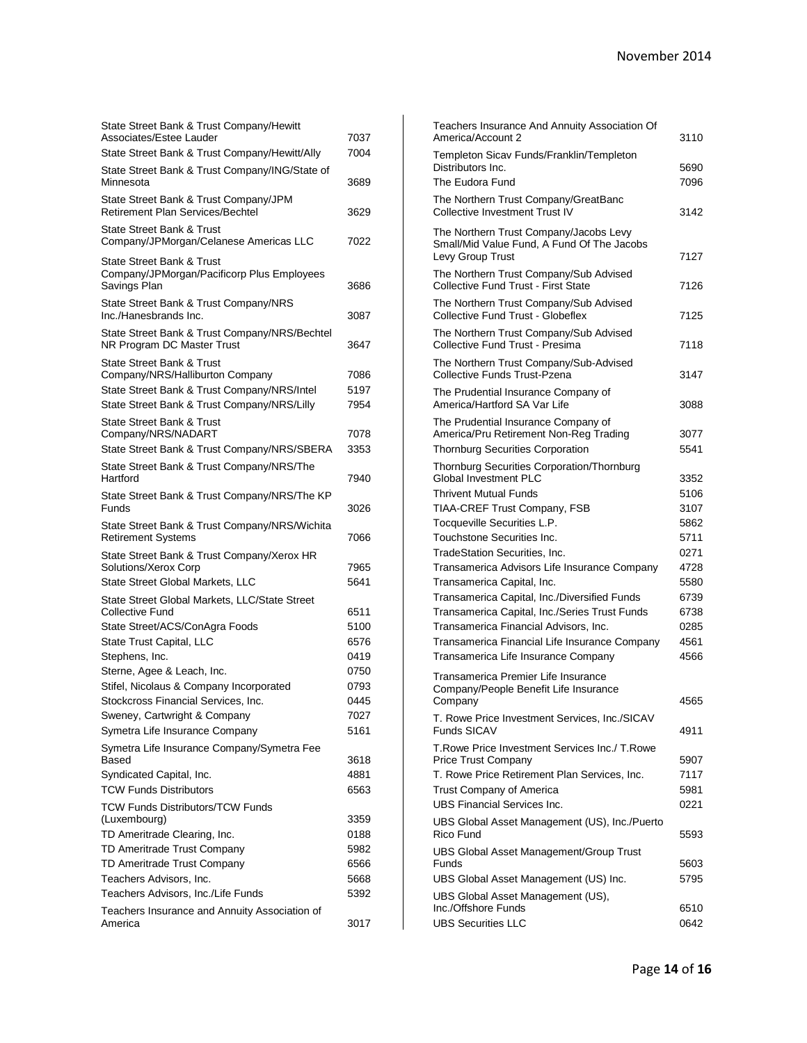| Name | Number |
|---|---|
| State Street Bank & Trust Company/Hewitt Associates/Estee Lauder | 7037 |
| State Street Bank & Trust Company/Hewitt/Ally | 7004 |
| State Street Bank & Trust Company/ING/State of Minnesota | 3689 |
| State Street Bank & Trust Company/JPM Retirement Plan Services/Bechtel | 3629 |
| State Street Bank & Trust Company/JPMorgan/Celanese Americas LLC | 7022 |
| State Street Bank & Trust Company/JPMorgan/Pacificorp Plus Employees Savings Plan | 3686 |
| State Street Bank & Trust Company/NRS Inc./Hanesbrands Inc. | 3087 |
| State Street Bank & Trust Company/NRS/Bechtel NR Program DC Master Trust | 3647 |
| State Street Bank & Trust Company/NRS/Halliburton Company | 7086 |
| State Street Bank & Trust Company/NRS/Intel | 5197 |
| State Street Bank & Trust Company/NRS/Lilly | 7954 |
| State Street Bank & Trust Company/NRS/NADART | 7078 |
| State Street Bank & Trust Company/NRS/SBERA | 3353 |
| State Street Bank & Trust Company/NRS/The Hartford | 7940 |
| State Street Bank & Trust Company/NRS/The KP Funds | 3026 |
| State Street Bank & Trust Company/NRS/Wichita Retirement Systems | 7066 |
| State Street Bank & Trust Company/Xerox HR Solutions/Xerox Corp | 7965 |
| State Street Global Markets, LLC | 5641 |
| State Street Global Markets, LLC/State Street Collective Fund | 6511 |
| State Street/ACS/ConAgra Foods | 5100 |
| State Trust Capital, LLC | 6576 |
| Stephens, Inc. | 0419 |
| Sterne, Agee & Leach, Inc. | 0750 |
| Stifel, Nicolaus & Company Incorporated | 0793 |
| Stockcross Financial Services, Inc. | 0445 |
| Sweney, Cartwright & Company | 7027 |
| Symetra Life Insurance Company | 5161 |
| Symetra Life Insurance Company/Symetra Fee Based | 3618 |
| Syndicated Capital, Inc. | 4881 |
| TCW Funds Distributors | 6563 |
| TCW Funds Distributors/TCW Funds (Luxembourg) | 3359 |
| TD Ameritrade Clearing, Inc. | 0188 |
| TD Ameritrade Trust Company | 5982 |
| TD Ameritrade Trust Company | 6566 |
| Teachers Advisors, Inc. | 5668 |
| Teachers Advisors, Inc./Life Funds | 5392 |
| Teachers Insurance and Annuity Association of America | 3017 |
| Teachers Insurance And Annuity Association Of America/Account 2 | 3110 |
| Templeton Sicav Funds/Franklin/Templeton Distributors Inc. | 5690 |
| The Eudora Fund | 7096 |
| The Northern Trust Company/GreatBanc Collective Investment Trust IV | 3142 |
| The Northern Trust Company/Jacobs Levy Small/Mid Value Fund, A Fund Of The Jacobs Levy Group Trust | 7127 |
| The Northern Trust Company/Sub Advised Collective Fund Trust - First State | 7126 |
| The Northern Trust Company/Sub Advised Collective Fund Trust - Globeflex | 7125 |
| The Northern Trust Company/Sub Advised Collective Fund Trust - Presima | 7118 |
| The Northern Trust Company/Sub-Advised Collective Funds Trust-Pzena | 3147 |
| The Prudential Insurance Company of America/Hartford SA Var Life | 3088 |
| The Prudential Insurance Company of America/Pru Retirement Non-Reg Trading | 3077 |
| Thornburg Securities Corporation | 5541 |
| Thornburg Securities Corporation/Thornburg Global Investment PLC | 3352 |
| Thrivent Mutual Funds | 5106 |
| TIAA-CREF Trust Company, FSB | 3107 |
| Tocqueville Securities L.P. | 5862 |
| Touchstone Securities Inc. | 5711 |
| TradeStation Securities, Inc. | 0271 |
| Transamerica Advisors Life Insurance Company | 4728 |
| Transamerica Capital, Inc. | 5580 |
| Transamerica Capital, Inc./Diversified Funds | 6739 |
| Transamerica Capital, Inc./Series Trust Funds | 6738 |
| Transamerica Financial Advisors, Inc. | 0285 |
| Transamerica Financial Life Insurance Company | 4561 |
| Transamerica Life Insurance Company | 4566 |
| Transamerica Premier Life Insurance Company/People Benefit Life Insurance Company | 4565 |
| T. Rowe Price Investment Services, Inc./SICAV Funds SICAV | 4911 |
| T.Rowe Price Investment Services Inc./ T.Rowe Price Trust Company | 5907 |
| T. Rowe Price Retirement Plan Services, Inc. | 7117 |
| Trust Company of America | 5981 |
| UBS Financial Services Inc. | 0221 |
| UBS Global Asset Management (US), Inc./Puerto Rico Fund | 5593 |
| UBS Global Asset Management/Group Trust Funds | 5603 |
| UBS Global Asset Management (US) Inc. | 5795 |
| UBS Global Asset Management (US), Inc./Offshore Funds | 6510 |
| UBS Securities LLC | 0642 |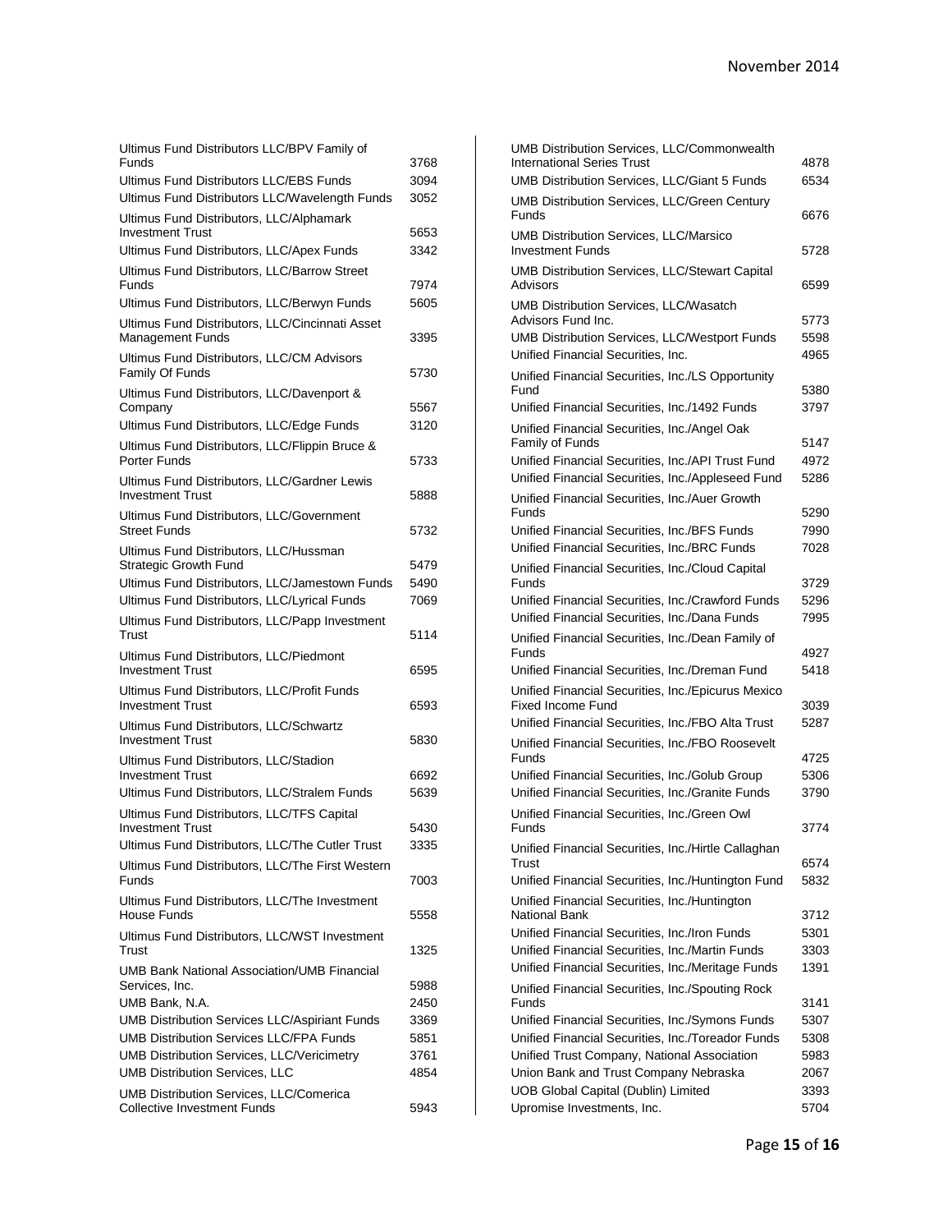| Name | Number |
|---|---|
| Ultimus Fund Distributors LLC/BPV Family of Funds | 3768 |
| Ultimus Fund Distributors LLC/EBS Funds | 3094 |
| Ultimus Fund Distributors LLC/Wavelength Funds | 3052 |
| Ultimus Fund Distributors, LLC/Alphamark Investment Trust | 5653 |
| Ultimus Fund Distributors, LLC/Apex Funds | 3342 |
| Ultimus Fund Distributors, LLC/Barrow Street Funds | 7974 |
| Ultimus Fund Distributors, LLC/Berwyn Funds | 5605 |
| Ultimus Fund Distributors, LLC/Cincinnati Asset Management Funds | 3395 |
| Ultimus Fund Distributors, LLC/CM Advisors Family Of Funds | 5730 |
| Ultimus Fund Distributors, LLC/Davenport & Company | 5567 |
| Ultimus Fund Distributors, LLC/Edge Funds | 3120 |
| Ultimus Fund Distributors, LLC/Flippin Bruce & Porter Funds | 5733 |
| Ultimus Fund Distributors, LLC/Gardner Lewis Investment Trust | 5888 |
| Ultimus Fund Distributors, LLC/Government Street Funds | 5732 |
| Ultimus Fund Distributors, LLC/Hussman Strategic Growth Fund | 5479 |
| Ultimus Fund Distributors, LLC/Jamestown Funds | 5490 |
| Ultimus Fund Distributors, LLC/Lyrical Funds | 7069 |
| Ultimus Fund Distributors, LLC/Papp Investment Trust | 5114 |
| Ultimus Fund Distributors, LLC/Piedmont Investment Trust | 6595 |
| Ultimus Fund Distributors, LLC/Profit Funds Investment Trust | 6593 |
| Ultimus Fund Distributors, LLC/Schwartz Investment Trust | 5830 |
| Ultimus Fund Distributors, LLC/Stadion Investment Trust | 6692 |
| Ultimus Fund Distributors, LLC/Stralem Funds | 5639 |
| Ultimus Fund Distributors, LLC/TFS Capital Investment Trust | 5430 |
| Ultimus Fund Distributors, LLC/The Cutler Trust | 3335 |
| Ultimus Fund Distributors, LLC/The First Western Funds | 7003 |
| Ultimus Fund Distributors, LLC/The Investment House Funds | 5558 |
| Ultimus Fund Distributors, LLC/WST Investment Trust | 1325 |
| UMB Bank National Association/UMB Financial Services, Inc. | 5988 |
| UMB Bank, N.A. | 2450 |
| UMB Distribution Services LLC/Aspiriant Funds | 3369 |
| UMB Distribution Services LLC/FPA Funds | 5851 |
| UMB Distribution Services, LLC/Vericimetry | 3761 |
| UMB Distribution Services, LLC | 4854 |
| UMB Distribution Services, LLC/Comerica Collective Investment Funds | 5943 |
| UMB Distribution Services, LLC/Commonwealth International Series Trust | 4878 |
| UMB Distribution Services, LLC/Giant 5 Funds | 6534 |
| UMB Distribution Services, LLC/Green Century Funds | 6676 |
| UMB Distribution Services, LLC/Marsico Investment Funds | 5728 |
| UMB Distribution Services, LLC/Stewart Capital Advisors | 6599 |
| UMB Distribution Services, LLC/Wasatch Advisors Fund Inc. | 5773 |
| UMB Distribution Services, LLC/Westport Funds | 5598 |
| Unified Financial Securities, Inc. | 4965 |
| Unified Financial Securities, Inc./LS Opportunity Fund | 5380 |
| Unified Financial Securities, Inc./1492 Funds | 3797 |
| Unified Financial Securities, Inc./Angel Oak Family of Funds | 5147 |
| Unified Financial Securities, Inc./API Trust Fund | 4972 |
| Unified Financial Securities, Inc./Appleseed Fund | 5286 |
| Unified Financial Securities, Inc./Auer Growth Funds | 5290 |
| Unified Financial Securities, Inc./BFS Funds | 7990 |
| Unified Financial Securities, Inc./BRC Funds | 7028 |
| Unified Financial Securities, Inc./Cloud Capital Funds | 3729 |
| Unified Financial Securities, Inc./Crawford Funds | 5296 |
| Unified Financial Securities, Inc./Dana Funds | 7995 |
| Unified Financial Securities, Inc./Dean Family of Funds | 4927 |
| Unified Financial Securities, Inc./Dreman Fund | 5418 |
| Unified Financial Securities, Inc./Epicurus Mexico Fixed Income Fund | 3039 |
| Unified Financial Securities, Inc./FBO Alta Trust | 5287 |
| Unified Financial Securities, Inc./FBO Roosevelt Funds | 4725 |
| Unified Financial Securities, Inc./Golub Group | 5306 |
| Unified Financial Securities, Inc./Granite Funds | 3790 |
| Unified Financial Securities, Inc./Green Owl Funds | 3774 |
| Unified Financial Securities, Inc./Hirtle Callaghan Trust | 6574 |
| Unified Financial Securities, Inc./Huntington Fund | 5832 |
| Unified Financial Securities, Inc./Huntington National Bank | 3712 |
| Unified Financial Securities, Inc./Iron Funds | 5301 |
| Unified Financial Securities, Inc./Martin Funds | 3303 |
| Unified Financial Securities, Inc./Meritage Funds | 1391 |
| Unified Financial Securities, Inc./Spouting Rock Funds | 3141 |
| Unified Financial Securities, Inc./Symons Funds | 5307 |
| Unified Financial Securities, Inc./Toreador Funds | 5308 |
| Unified Trust Company, National Association | 5983 |
| Union Bank and Trust Company Nebraska | 2067 |
| UOB Global Capital (Dublin) Limited | 3393 |
| Upromise Investments, Inc. | 5704 |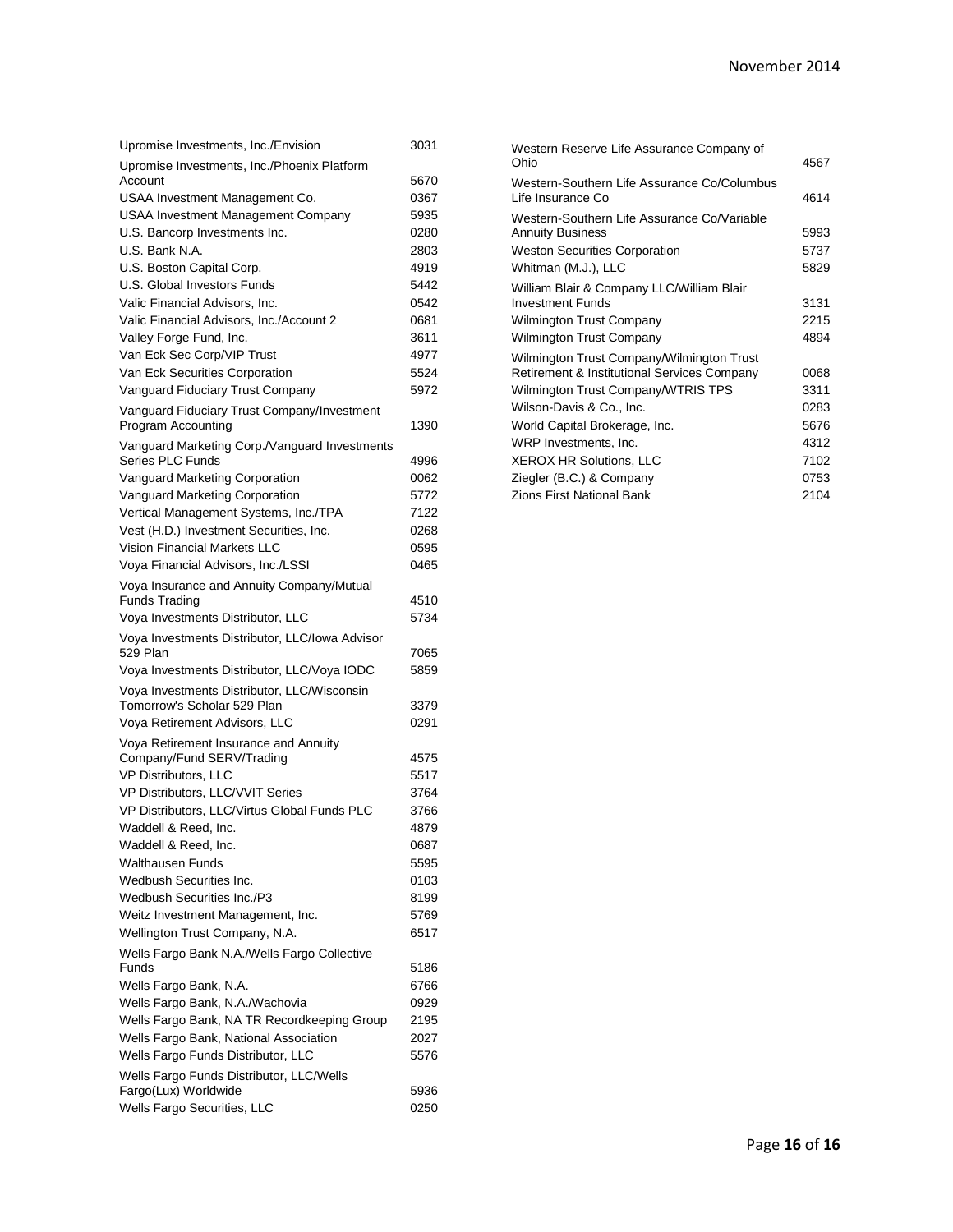| | |
|---|---|
| Upromise Investments, Inc./Envision | 3031 |
| Upromise Investments, Inc./Phoenix Platform Account | 5670 |
| USAA Investment Management Co. | 0367 |
| USAA Investment Management Company | 5935 |
| U.S. Bancorp Investments Inc. | 0280 |
| U.S. Bank N.A. | 2803 |
| U.S. Boston Capital Corp. | 4919 |
| U.S. Global Investors Funds | 5442 |
| Valic Financial Advisors, Inc. | 0542 |
| Valic Financial Advisors, Inc./Account 2 | 0681 |
| Valley Forge Fund, Inc. | 3611 |
| Van Eck Sec Corp/VIP Trust | 4977 |
| Van Eck Securities Corporation | 5524 |
| Vanguard Fiduciary Trust Company | 5972 |
| Vanguard Fiduciary Trust Company/Investment Program Accounting | 1390 |
| Vanguard Marketing Corp./Vanguard Investments Series PLC Funds | 4996 |
| Vanguard Marketing Corporation | 0062 |
| Vanguard Marketing Corporation | 5772 |
| Vertical Management Systems, Inc./TPA | 7122 |
| Vest (H.D.) Investment Securities, Inc. | 0268 |
| Vision Financial Markets LLC | 0595 |
| Voya Financial Advisors, Inc./LSSI | 0465 |
| Voya Insurance and Annuity Company/Mutual Funds Trading | 4510 |
| Voya Investments Distributor, LLC | 5734 |
| Voya Investments Distributor, LLC/Iowa Advisor 529 Plan | 7065 |
| Voya Investments Distributor, LLC/Voya IODC | 5859 |
| Voya Investments Distributor, LLC/Wisconsin Tomorrow's Scholar 529 Plan | 3379 |
| Voya Retirement Advisors, LLC | 0291 |
| Voya Retirement Insurance and Annuity Company/Fund SERV/Trading | 4575 |
| VP Distributors, LLC | 5517 |
| VP Distributors, LLC/VVIT Series | 3764 |
| VP Distributors, LLC/Virtus Global Funds PLC | 3766 |
| Waddell & Reed, Inc. | 4879 |
| Waddell & Reed, Inc. | 0687 |
| Walthausen Funds | 5595 |
| Wedbush Securities Inc. | 0103 |
| Wedbush Securities Inc./P3 | 8199 |
| Weitz Investment Management, Inc. | 5769 |
| Wellington Trust Company, N.A. | 6517 |
| Wells Fargo Bank N.A./Wells Fargo Collective Funds | 5186 |
| Wells Fargo Bank, N.A. | 6766 |
| Wells Fargo Bank, N.A./Wachovia | 0929 |
| Wells Fargo Bank, NA TR Recordkeeping Group | 2195 |
| Wells Fargo Bank, National Association | 2027 |
| Wells Fargo Funds Distributor, LLC | 5576 |
| Wells Fargo Funds Distributor, LLC/Wells Fargo(Lux) Worldwide | 5936 |
| Wells Fargo Securities, LLC | 0250 |
| Western Reserve Life Assurance Company of Ohio | 4567 |
| Western-Southern Life Assurance Co/Columbus Life Insurance Co | 4614 |
| Western-Southern Life Assurance Co/Variable Annuity Business | 5993 |
| Weston Securities Corporation | 5737 |
| Whitman (M.J.), LLC | 5829 |
| William Blair & Company LLC/William Blair Investment Funds | 3131 |
| Wilmington Trust Company | 2215 |
| Wilmington Trust Company | 4894 |
| Wilmington Trust Company/Wilmington Trust Retirement & Institutional Services Company | 0068 |
| Wilmington Trust Company/WTRIS TPS | 3311 |
| Wilson-Davis & Co., Inc. | 0283 |
| World Capital Brokerage, Inc. | 5676 |
| WRP Investments, Inc. | 4312 |
| XEROX HR Solutions, LLC | 7102 |
| Ziegler (B.C.) & Company | 0753 |
| Zions First National Bank | 2104 |